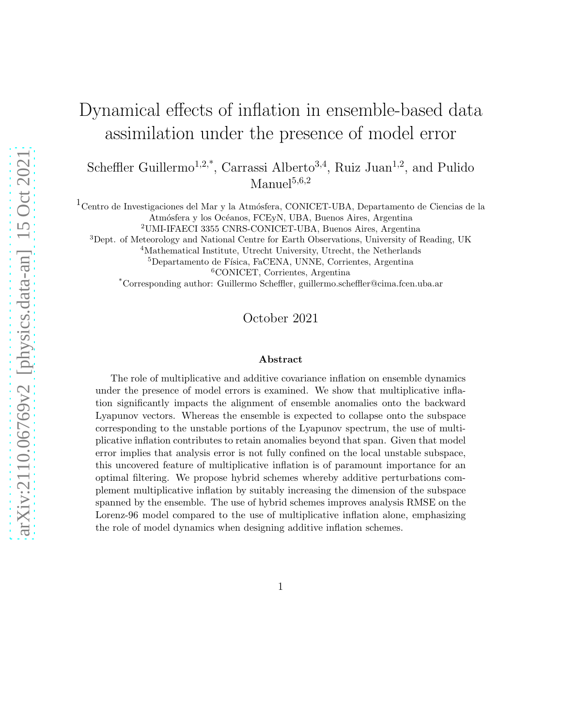# Dynamical effects of inflation in ensemble-based data assimilation under the presence of model error

Scheffler Guillermo[1,2,*], Carrassi Alberto[3,4], Ruiz Juan[1,2], and Pulido Manuel[5,6,2]

[1]Centro de Investigaciones del Mar y la Atmósfera, CONICET-UBA, Departamento de Ciencias de la Atmósfera y los Océanos, FCEyN, UBA, Buenos Aires, Argentina

[2]UMI-IFAECI 3355 CNRS-CONICET-UBA, Buenos Aires, Argentina

[3]Dept. of Meteorology and National Centre for Earth Observations, University of Reading, UK

[4]Mathematical Institute, Utrecht University, Utrecht, the Netherlands

[5]Departamento de Física, FaCENA, UNNE, Corrientes, Argentina

[6]CONICET, Corrientes, Argentina

[*]Corresponding author: Guillermo Scheffler, guillermo.scheffler@cima.fcen.uba.ar

October 2021

### Abstract

The role of multiplicative and additive covariance inflation on ensemble dynamics under the presence of model errors is examined. We show that multiplicative inflation significantly impacts the alignment of ensemble anomalies onto the backward Lyapunov vectors. Whereas the ensemble is expected to collapse onto the subspace corresponding to the unstable portions of the Lyapunov spectrum, the use of multiplicative inflation contributes to retain anomalies beyond that span. Given that model error implies that analysis error is not fully confined on the local unstable subspace, this uncovered feature of multiplicative inflation is of paramount importance for an optimal filtering. We propose hybrid schemes whereby additive perturbations complement multiplicative inflation by suitably increasing the dimension of the subspace spanned by the ensemble. The use of hybrid schemes improves analysis RMSE on the Lorenz-96 model compared to the use of multiplicative inflation alone, emphasizing the role of model dynamics when designing additive inflation schemes.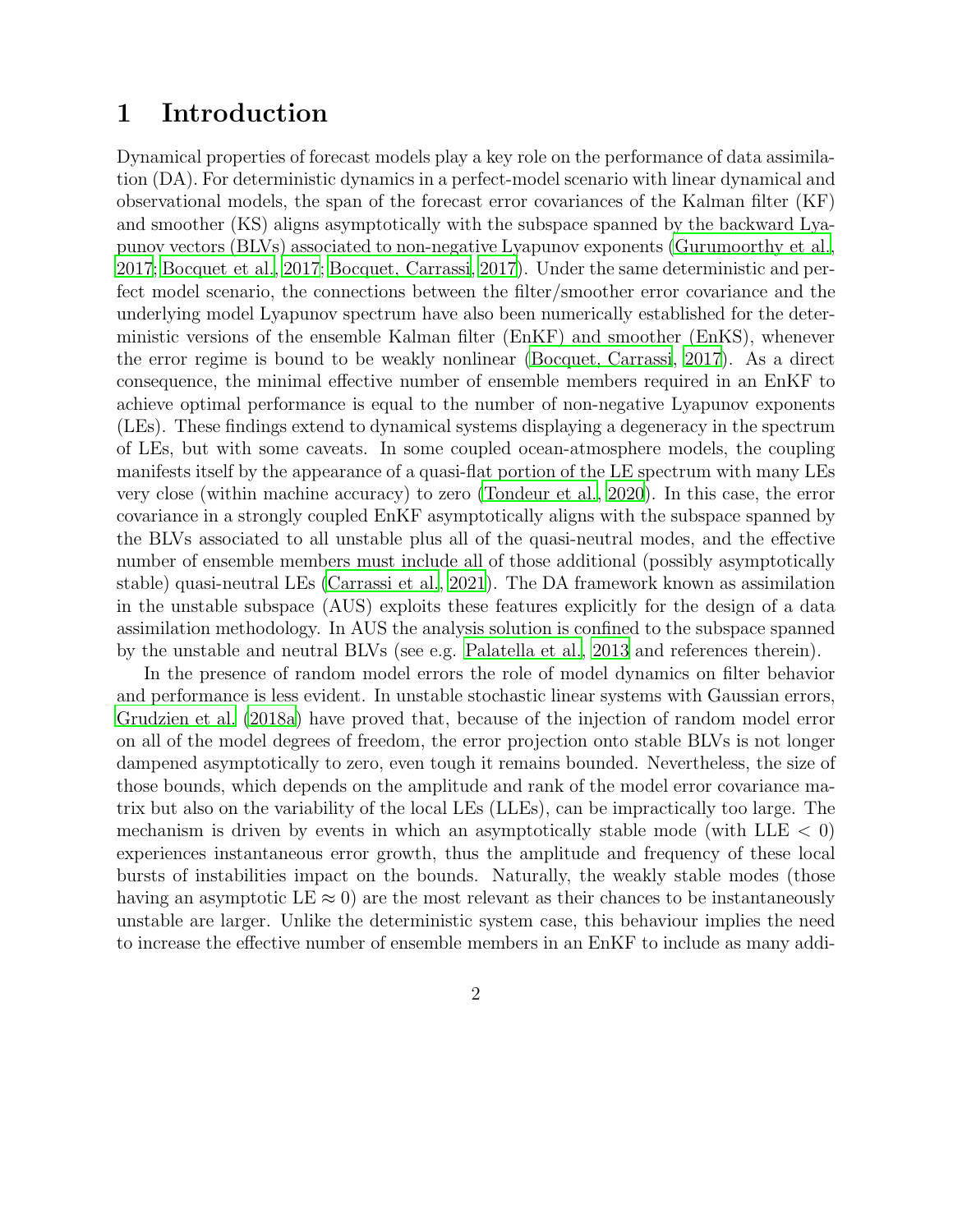# 1 Introduction

Dynamical properties of forecast models play a key role on the performance of data assimilation (DA). For deterministic dynamics in a perfect-model scenario with linear dynamical and observational models, the span of the forecast error covariances of the Kalman filter (KF) and smoother (KS) aligns asymptotically with the subspace spanned by the backward Lyapunov vectors (BLVs) associated to non-negative Lyapunov exponents (Gurumoorthy et al., 2017; Bocquet et al., 2017; Bocquet, Carrassi, 2017). Under the same deterministic and perfect model scenario, the connections between the filter/smoother error covariance and the underlying model Lyapunov spectrum have also been numerically established for the deterministic versions of the ensemble Kalman filter (EnKF) and smoother (EnKS), whenever the error regime is bound to be weakly nonlinear (Bocquet, Carrassi, 2017). As a direct consequence, the minimal effective number of ensemble members required in an EnKF to achieve optimal performance is equal to the number of non-negative Lyapunov exponents (LEs). These findings extend to dynamical systems displaying a degeneracy in the spectrum of LEs, but with some caveats. In some coupled ocean-atmosphere models, the coupling manifests itself by the appearance of a quasi-flat portion of the LE spectrum with many LEs very close (within machine accuracy) to zero (Tondeur et al., 2020). In this case, the error covariance in a strongly coupled EnKF asymptotically aligns with the subspace spanned by the BLVs associated to all unstable plus all of the quasi-neutral modes, and the effective number of ensemble members must include all of those additional (possibly asymptotically stable) quasi-neutral LEs (Carrassi et al., 2021). The DA framework known as assimilation in the unstable subspace (AUS) exploits these features explicitly for the design of a data assimilation methodology. In AUS the analysis solution is confined to the subspace spanned by the unstable and neutral BLVs (see e.g. Palatella et al., 2013 and references therein).

In the presence of random model errors the role of model dynamics on filter behavior and performance is less evident. In unstable stochastic linear systems with Gaussian errors, Grudzien et al. (2018a) have proved that, because of the injection of random model error on all of the model degrees of freedom, the error projection onto stable BLVs is not longer dampened asymptotically to zero, even tough it remains bounded. Nevertheless, the size of those bounds, which depends on the amplitude and rank of the model error covariance matrix but also on the variability of the local LEs (LLEs), can be impractically too large. The mechanism is driven by events in which an asymptotically stable mode (with LLE $< 0$) experiences instantaneous error growth, thus the amplitude and frequency of these local bursts of instabilities impact on the bounds. Naturally, the weakly stable modes (those having an asymptotic LE $\approx 0$) are the most relevant as their chances to be instantaneously unstable are larger. Unlike the deterministic system case, this behaviour implies the need to increase the effective number of ensemble members in an EnKF to include as many addi-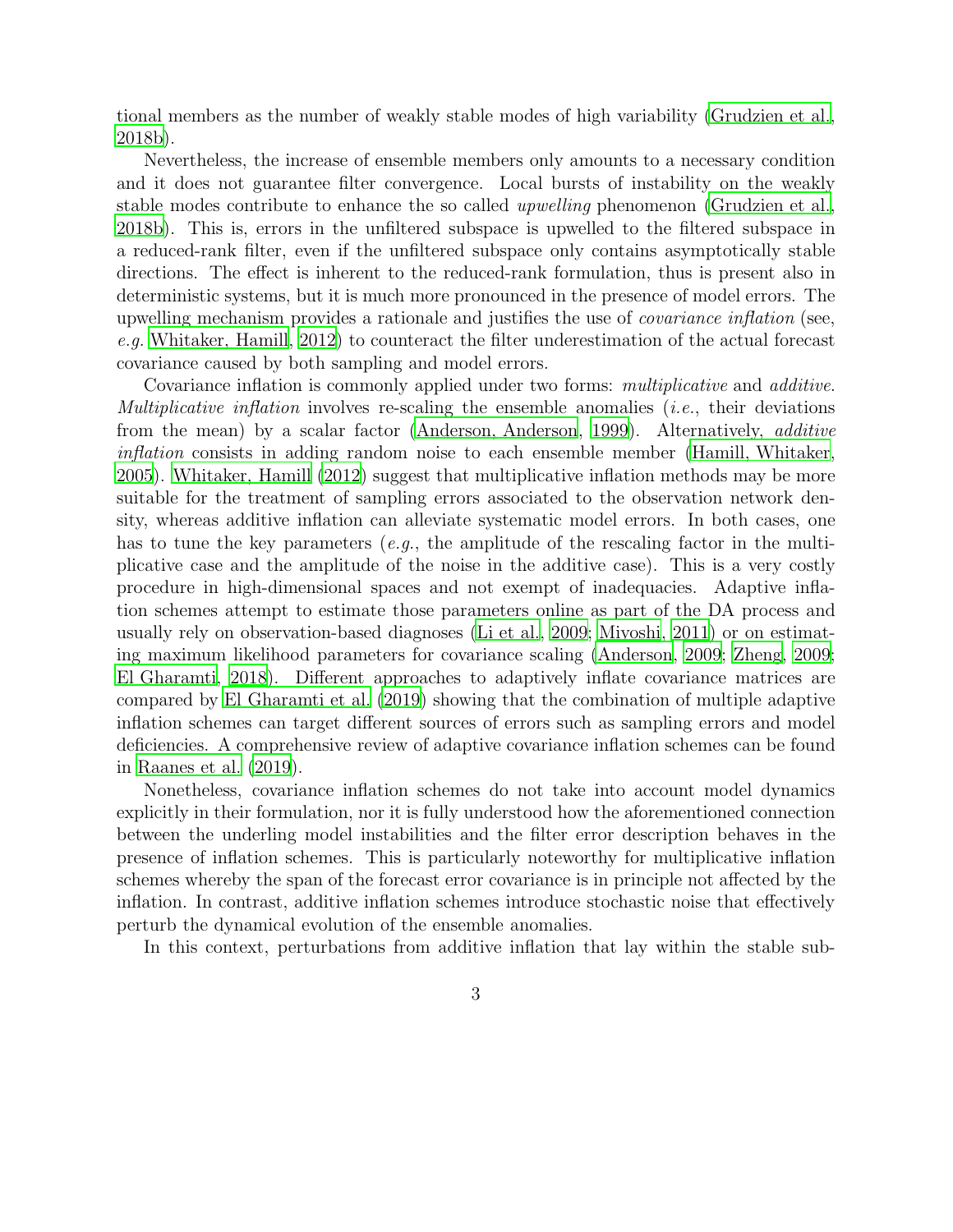tional members as the number of weakly stable modes of high variability (Grudzien et al., 2018b).

Nevertheless, the increase of ensemble members only amounts to a necessary condition and it does not guarantee filter convergence. Local bursts of instability on the weakly stable modes contribute to enhance the so called *upwelling* phenomenon (Grudzien et al., 2018b). This is, errors in the unfiltered subspace is upwelled to the filtered subspace in a reduced-rank filter, even if the unfiltered subspace only contains asymptotically stable directions. The effect is inherent to the reduced-rank formulation, thus is present also in deterministic systems, but it is much more pronounced in the presence of model errors. The upwelling mechanism provides a rationale and justifies the use of *covariance inflation* (see, *e.g.* Whitaker, Hamill, 2012) to counteract the filter underestimation of the actual forecast covariance caused by both sampling and model errors.

Covariance inflation is commonly applied under two forms: *multiplicative* and *additive*. *Multiplicative inflation* involves re-scaling the ensemble anomalies (*i.e.*, their deviations from the mean) by a scalar factor (Anderson, Anderson, 1999). Alternatively, *additive inflation* consists in adding random noise to each ensemble member (Hamill, Whitaker, 2005). Whitaker, Hamill (2012) suggest that multiplicative inflation methods may be more suitable for the treatment of sampling errors associated to the observation network density, whereas additive inflation can alleviate systematic model errors. In both cases, one has to tune the key parameters (*e.g.*, the amplitude of the rescaling factor in the multiplicative case and the amplitude of the noise in the additive case). This is a very costly procedure in high-dimensional spaces and not exempt of inadequacies. Adaptive inflation schemes attempt to estimate those parameters online as part of the DA process and usually rely on observation-based diagnoses (Li et al., 2009; Miyoshi, 2011) or on estimating maximum likelihood parameters for covariance scaling (Anderson, 2009; Zheng, 2009; El Gharamti, 2018). Different approaches to adaptively inflate covariance matrices are compared by El Gharamti et al. (2019) showing that the combination of multiple adaptive inflation schemes can target different sources of errors such as sampling errors and model deficiencies. A comprehensive review of adaptive covariance inflation schemes can be found in Raanes et al. (2019).

Nonetheless, covariance inflation schemes do not take into account model dynamics explicitly in their formulation, nor it is fully understood how the aforementioned connection between the underling model instabilities and the filter error description behaves in the presence of inflation schemes. This is particularly noteworthy for multiplicative inflation schemes whereby the span of the forecast error covariance is in principle not affected by the inflation. In contrast, additive inflation schemes introduce stochastic noise that effectively perturb the dynamical evolution of the ensemble anomalies.

In this context, perturbations from additive inflation that lay within the stable sub-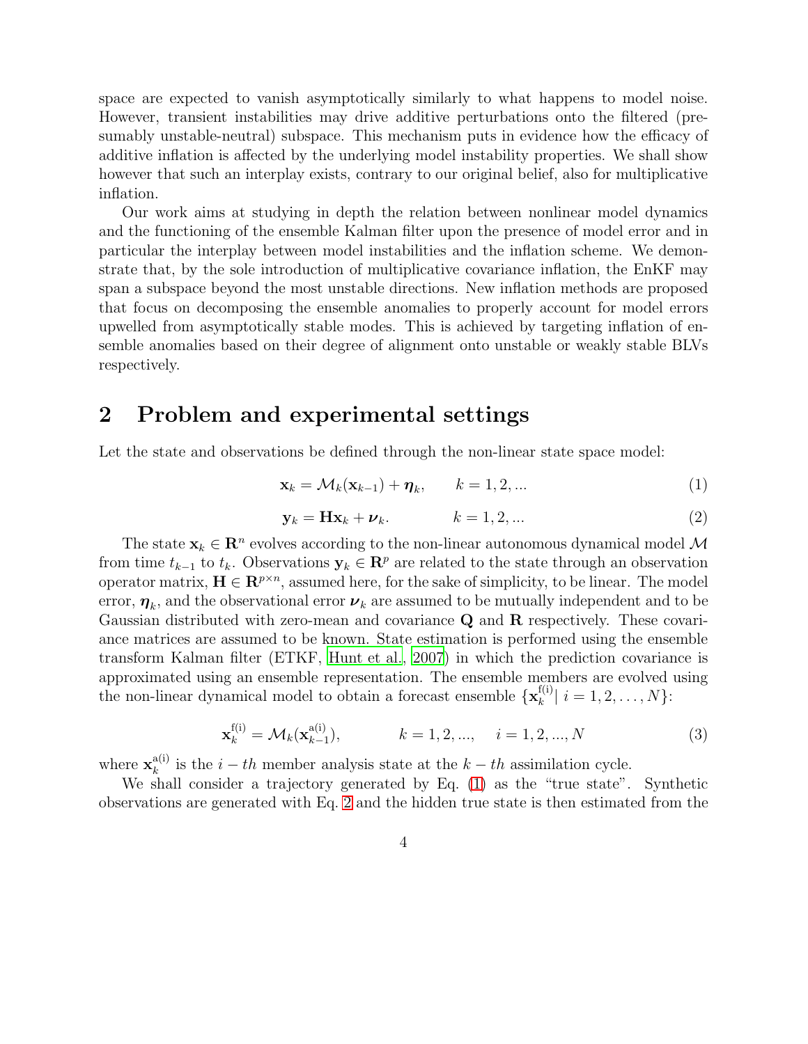space are expected to vanish asymptotically similarly to what happens to model noise. However, transient instabilities may drive additive perturbations onto the filtered (presumably unstable-neutral) subspace. This mechanism puts in evidence how the efficacy of additive inflation is affected by the underlying model instability properties. We shall show however that such an interplay exists, contrary to our original belief, also for multiplicative inflation.

Our work aims at studying in depth the relation between nonlinear model dynamics and the functioning of the ensemble Kalman filter upon the presence of model error and in particular the interplay between model instabilities and the inflation scheme. We demonstrate that, by the sole introduction of multiplicative covariance inflation, the EnKF may span a subspace beyond the most unstable directions. New inflation methods are proposed that focus on decomposing the ensemble anomalies to properly account for model errors upwelled from asymptotically stable modes. This is achieved by targeting inflation of ensemble anomalies based on their degree of alignment onto unstable or weakly stable BLVs respectively.

## 2 Problem and experimental settings

Let the state and observations be defined through the non-linear state space model:

$$\mathbf{x}_k = \mathcal{M}_k(\mathbf{x}_{k-1}) + \boldsymbol{\eta}_k, \qquad k = 1, 2, ... \tag{1}$$

$$\mathbf{y}_k = \mathbf{H}\mathbf{x}_k + \boldsymbol{\nu}_k. \qquad k = 1, 2, ... \tag{2}$$

The state $\mathbf{x}_k \in \mathbf{R}^n$ evolves according to the non-linear autonomous dynamical model $\mathcal{M}$ from time $t_{k-1}$ to $t_k$. Observations $\mathbf{y}_k \in \mathbf{R}^p$ are related to the state through an observation operator matrix, $\mathbf{H} \in \mathbf{R}^{p \times n}$, assumed here, for the sake of simplicity, to be linear. The model error, $\boldsymbol{\eta}_k$, and the observational error $\boldsymbol{\nu}_k$ are assumed to be mutually independent and to be Gaussian distributed with zero-mean and covariance $\mathbf{Q}$ and $\mathbf{R}$ respectively. These covariance matrices are assumed to be known. State estimation is performed using the ensemble transform Kalman filter (ETKF, Hunt et al., 2007) in which the prediction covariance is approximated using an ensemble representation. The ensemble members are evolved using the non-linear dynamical model to obtain a forecast ensemble $\{\mathbf{x}_k^{\mathrm{f(i)}} |\ i = 1, 2, \ldots, N\}$:

$$\mathbf{x}_k^{\mathrm{f(i)}} = \mathcal{M}_k(\mathbf{x}_{k-1}^{\mathrm{a(i)}}), \qquad k = 1, 2, ..., \quad i = 1, 2, ..., N \tag{3}$$

where $\mathbf{x}_k^{\mathrm{a(i)}}$ is the $i-th$ member analysis state at the $k-th$ assimilation cycle.

We shall consider a trajectory generated by Eq. (1) as the "true state". Synthetic observations are generated with Eq. 2 and the hidden true state is then estimated from the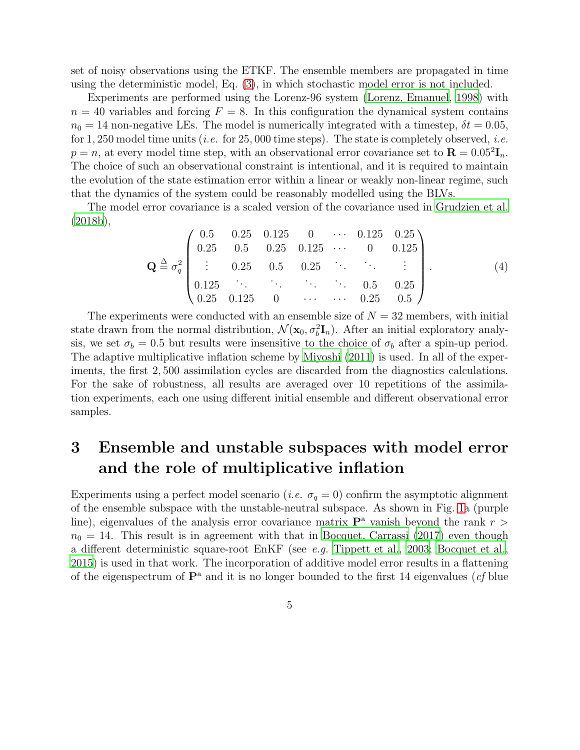set of noisy observations using the ETKF. The ensemble members are propagated in time using the deterministic model, Eq. (3), in which stochastic model error is not included.

Experiments are performed using the Lorenz-96 system (Lorenz, Emanuel, 1998) with $n = 40$ variables and forcing $F = 8$. In this configuration the dynamical system contains $n_0 = 14$ non-negative LEs. The model is numerically integrated with a timestep, $\delta t = 0.05$, for 1,250 model time units (*i.e.* for 25,000 time steps). The state is completely observed, *i.e.* $p = n$, at every model time step, with an observational error covariance set to $\mathbf{R} = 0.05^2\mathbf{I}_n$. The choice of such an observational constraint is intentional, and it is required to maintain the evolution of the state estimation error within a linear or weakly non-linear regime, such that the dynamics of the system could be reasonably modelled using the BLVs.

The model error covariance is a scaled version of the covariance used in Grudzien et al. (2018b),

$$
\mathbf{Q} \triangleq \sigma_q^2 \begin{pmatrix} 0.5 & 0.25 & 0.125 & 0 & \cdots & 0.125 & 0.25 \\ 0.25 & 0.5 & 0.25 & 0.125 & \cdots & 0 & 0.125 \\ \vdots & 0.25 & 0.5 & 0.25 & \ddots & \ddots & \vdots \\ 0.125 & \ddots & \ddots & \ddots & \ddots & 0.5 & 0.25 \\ 0.25 & 0.125 & 0 & \cdots & \cdots & 0.25 & 0.5 \end{pmatrix}. \tag{4}
$$

The experiments were conducted with an ensemble size of $N = 32$ members, with initial state drawn from the normal distribution, $\mathcal{N}(\mathbf{x}_0, \sigma_b^2\mathbf{I}_n)$. After an initial exploratory analysis, we set $\sigma_b = 0.5$ but results were insensitive to the choice of $\sigma_b$ after a spin-up period. The adaptive multiplicative inflation scheme by Miyoshi (2011) is used. In all of the experiments, the first 2,500 assimilation cycles are discarded from the diagnostics calculations. For the sake of robustness, all results are averaged over 10 repetitions of the assimilation experiments, each one using different initial ensemble and different observational error samples.

# 3 Ensemble and unstable subspaces with model error and the role of multiplicative inflation

Experiments using a perfect model scenario (*i.e.* $\sigma_q = 0$) confirm the asymptotic alignment of the ensemble subspace with the unstable-neutral subspace. As shown in Fig. 1a (purple line), eigenvalues of the analysis error covariance matrix $\mathbf{P}^{\mathrm{a}}$ vanish beyond the rank $r > n_0 = 14$. This result is in agreement with that in Bocquet, Carrassi (2017) even though a different deterministic square-root EnKF (see *e.g.* Tippett et al., 2003; Bocquet et al., 2015) is used in that work. The incorporation of additive model error results in a flattening of the eigenspectrum of $\mathbf{P}^{\mathrm{a}}$ and it is no longer bounded to the first 14 eigenvalues (*cf* blue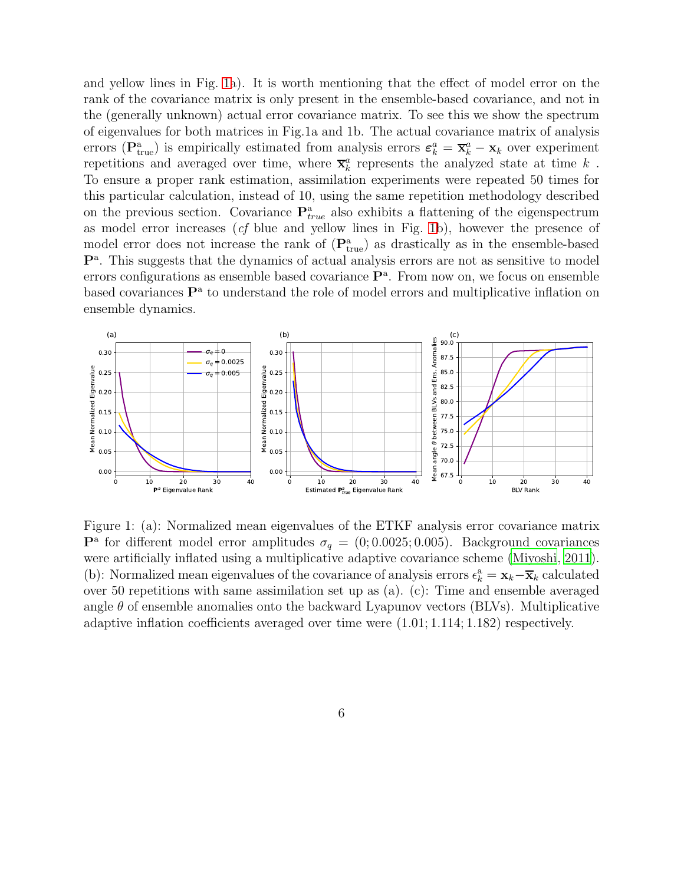and yellow lines in Fig. 1a). It is worth mentioning that the effect of model error on the rank of the covariance matrix is only present in the ensemble-based covariance, and not in the (generally unknown) actual error covariance matrix. To see this we show the spectrum of eigenvalues for both matrices in Fig.1a and 1b. The actual covariance matrix of analysis errors ($\mathbf{P}^{\mathrm{a}}_{\mathrm{true}}$) is empirically estimated from analysis errors $\boldsymbol{\varepsilon}^{a}_{k} = \overline{\mathbf{x}}^{a}_{k} - \mathbf{x}_{k}$ over experiment repetitions and averaged over time, where $\overline{\mathbf{x}}^{a}_{k}$ represents the analyzed state at time $k$ . To ensure a proper rank estimation, assimilation experiments were repeated 50 times for this particular calculation, instead of 10, using the same repetition methodology described on the previous section. Covariance $\mathbf{P}^{\mathrm{a}}_{true}$ also exhibits a flattening of the eigenspectrum as model error increases (*cf* blue and yellow lines in Fig. 1b), however the presence of model error does not increase the rank of ($\mathbf{P}^{\mathrm{a}}_{\mathrm{true}}$) as drastically as in the ensemble-based $\mathbf{P}^{\mathrm{a}}$. This suggests that the dynamics of actual analysis errors are not as sensitive to model errors configurations as ensemble based covariance $\mathbf{P}^{\mathrm{a}}$. From now on, we focus on ensemble based covariances $\mathbf{P}^{\mathrm{a}}$ to understand the role of model errors and multiplicative inflation on ensemble dynamics.

Figure 1: (a): Normalized mean eigenvalues of the ETKF analysis error covariance matrix $\mathbf{P}^{\mathrm{a}}$ for different model error amplitudes $\sigma_q = (0; 0.0025; 0.005)$. Background covariances were artificially inflated using a multiplicative adaptive covariance scheme (Miyoshi, 2011). (b): Normalized mean eigenvalues of the covariance of analysis errors $\epsilon^{\mathrm{a}}_{k} = \mathbf{x}_{k} - \overline{\mathbf{x}}_{k}$ calculated over 50 repetitions with same assimilation set up as (a). (c): Time and ensemble averaged angle $\theta$ of ensemble anomalies onto the backward Lyapunov vectors (BLVs). Multiplicative adaptive inflation coefficients averaged over time were $(1.01; 1.114; 1.182)$ respectively.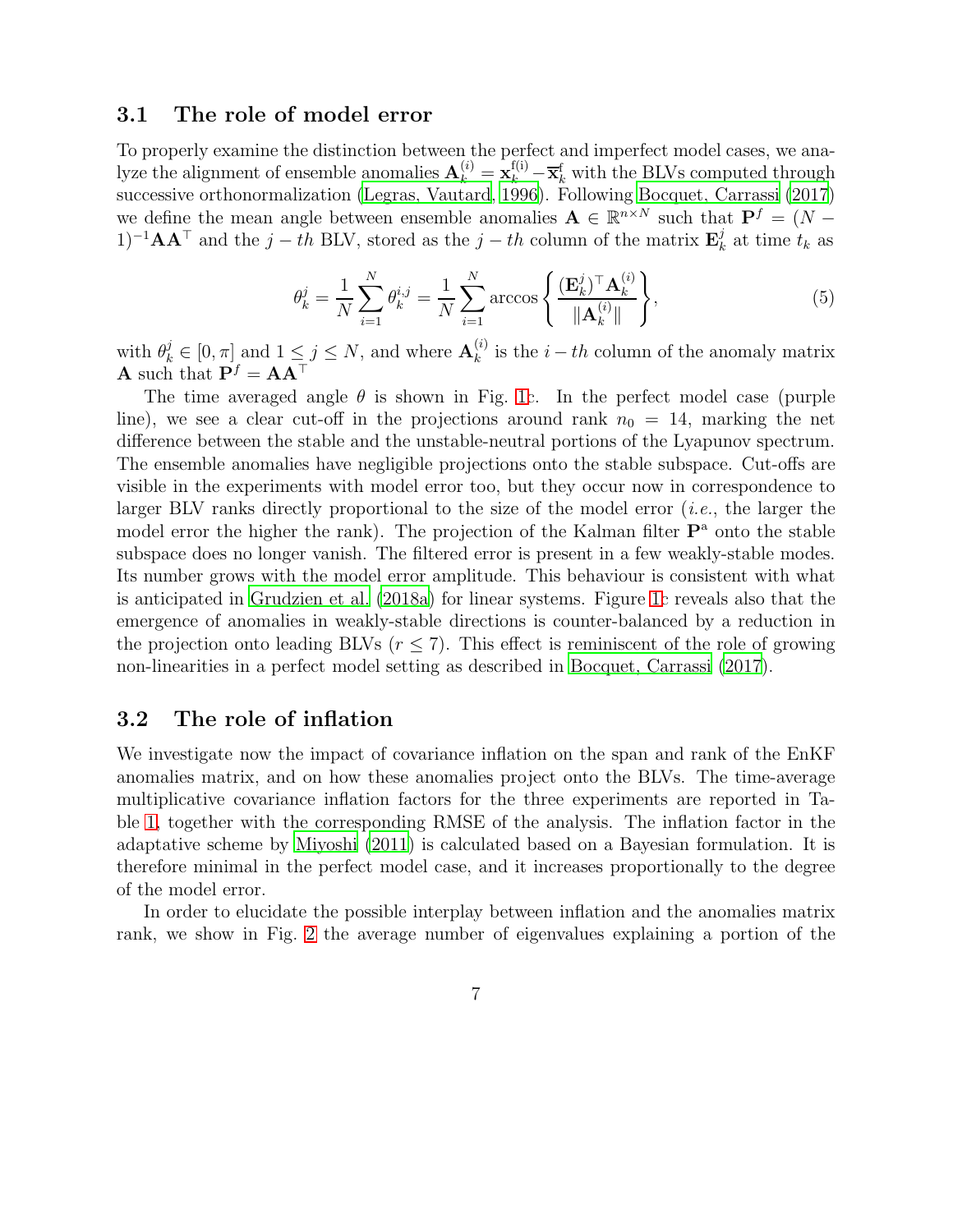## 3.1 The role of model error

To properly examine the distinction between the perfect and imperfect model cases, we analyze the alignment of ensemble anomalies $\mathbf{A}_k^{(i)} = \mathbf{x}_k^{\mathrm{f(i)}} - \overline{\mathbf{x}}_k^{\mathrm{f}}$ with the BLVs computed through successive orthonormalization (Legras, Vautard, 1996). Following Bocquet, Carrassi (2017) we define the mean angle between ensemble anomalies $\mathbf{A} \in \mathbb{R}^{n\times N}$ such that $\mathbf{P}^f = (N-1)^{-1}\mathbf{A}\mathbf{A}^\top$ and the $j-th$ BLV, stored as the $j-th$ column of the matrix $\mathbf{E}_k^j$ at time $t_k$ as

$$
\theta_k^j = \frac{1}{N}\sum_{i=1}^{N}\theta_k^{i,j} = \frac{1}{N}\sum_{i=1}^{N}\arccos\left\{\frac{(\mathbf{E}_k^j)^\top \mathbf{A}_k^{(i)}}{\|\mathbf{A}_k^{(i)}\|}\right\}, \tag{5}
$$

with $\theta_k^j \in [0, \pi]$ and $1 \leq j \leq N$, and where $\mathbf{A}_k^{(i)}$ is the $i-th$ column of the anomaly matrix $\mathbf{A}$ such that $\mathbf{P}^f = \mathbf{A}\mathbf{A}^\top$

The time averaged angle $\theta$ is shown in Fig. 1c. In the perfect model case (purple line), we see a clear cut-off in the projections around rank $n_0 = 14$, marking the net difference between the stable and the unstable-neutral portions of the Lyapunov spectrum. The ensemble anomalies have negligible projections onto the stable subspace. Cut-offs are visible in the experiments with model error too, but they occur now in correspondence to larger BLV ranks directly proportional to the size of the model error (*i.e.*, the larger the model error the higher the rank). The projection of the Kalman filter $\mathbf{P}^{\mathrm{a}}$ onto the stable subspace does no longer vanish. The filtered error is present in a few weakly-stable modes. Its number grows with the model error amplitude. This behaviour is consistent with what is anticipated in Grudzien et al. (2018a) for linear systems. Figure 1c reveals also that the emergence of anomalies in weakly-stable directions is counter-balanced by a reduction in the projection onto leading BLVs ($r \leq 7$). This effect is reminiscent of the role of growing non-linearities in a perfect model setting as described in Bocquet, Carrassi (2017).

## 3.2 The role of inflation

We investigate now the impact of covariance inflation on the span and rank of the EnKF anomalies matrix, and on how these anomalies project onto the BLVs. The time-average multiplicative covariance inflation factors for the three experiments are reported in Table 1, together with the corresponding RMSE of the analysis. The inflation factor in the adaptative scheme by Miyoshi (2011) is calculated based on a Bayesian formulation. It is therefore minimal in the perfect model case, and it increases proportionally to the degree of the model error.

In order to elucidate the possible interplay between inflation and the anomalies matrix rank, we show in Fig. 2 the average number of eigenvalues explaining a portion of the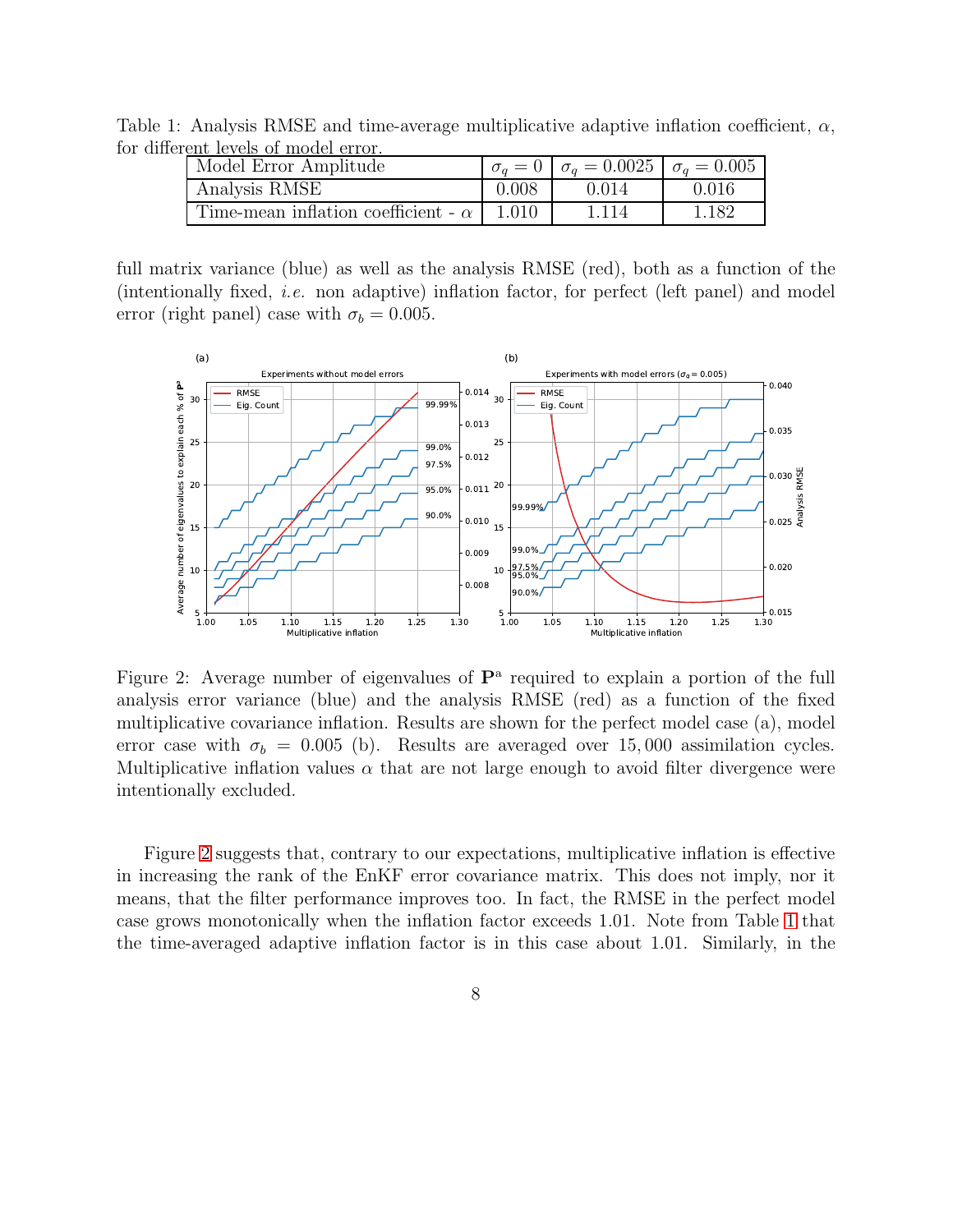Table 1: Analysis RMSE and time-average multiplicative adaptive inflation coefficient, $\alpha$, for different levels of model error.

| Model Error Amplitude | $\sigma_q = 0$ | $\sigma_q = 0.0025$ | $\sigma_q = 0.005$ |
|---|---|---|---|
| Analysis RMSE | 0.008 | 0.014 | 0.016 |
| Time-mean inflation coefficient - $\alpha$ | 1.010 | 1.114 | 1.182 |

full matrix variance (blue) as well as the analysis RMSE (red), both as a function of the (intentionally fixed, *i.e.* non adaptive) inflation factor, for perfect (left panel) and model error (right panel) case with $\sigma_b = 0.005$.

Figure 2: Average number of eigenvalues of $\mathbf{P}^{\mathrm{a}}$ required to explain a portion of the full analysis error variance (blue) and the analysis RMSE (red) as a function of the fixed multiplicative covariance inflation. Results are shown for the perfect model case (a), model error case with $\sigma_b = 0.005$ (b). Results are averaged over 15,000 assimilation cycles. Multiplicative inflation values $\alpha$ that are not large enough to avoid filter divergence were intentionally excluded.

Figure 2 suggests that, contrary to our expectations, multiplicative inflation is effective in increasing the rank of the EnKF error covariance matrix. This does not imply, nor it means, that the filter performance improves too. In fact, the RMSE in the perfect model case grows monotonically when the inflation factor exceeds 1.01. Note from Table 1 that the time-averaged adaptive inflation factor is in this case about 1.01. Similarly, in the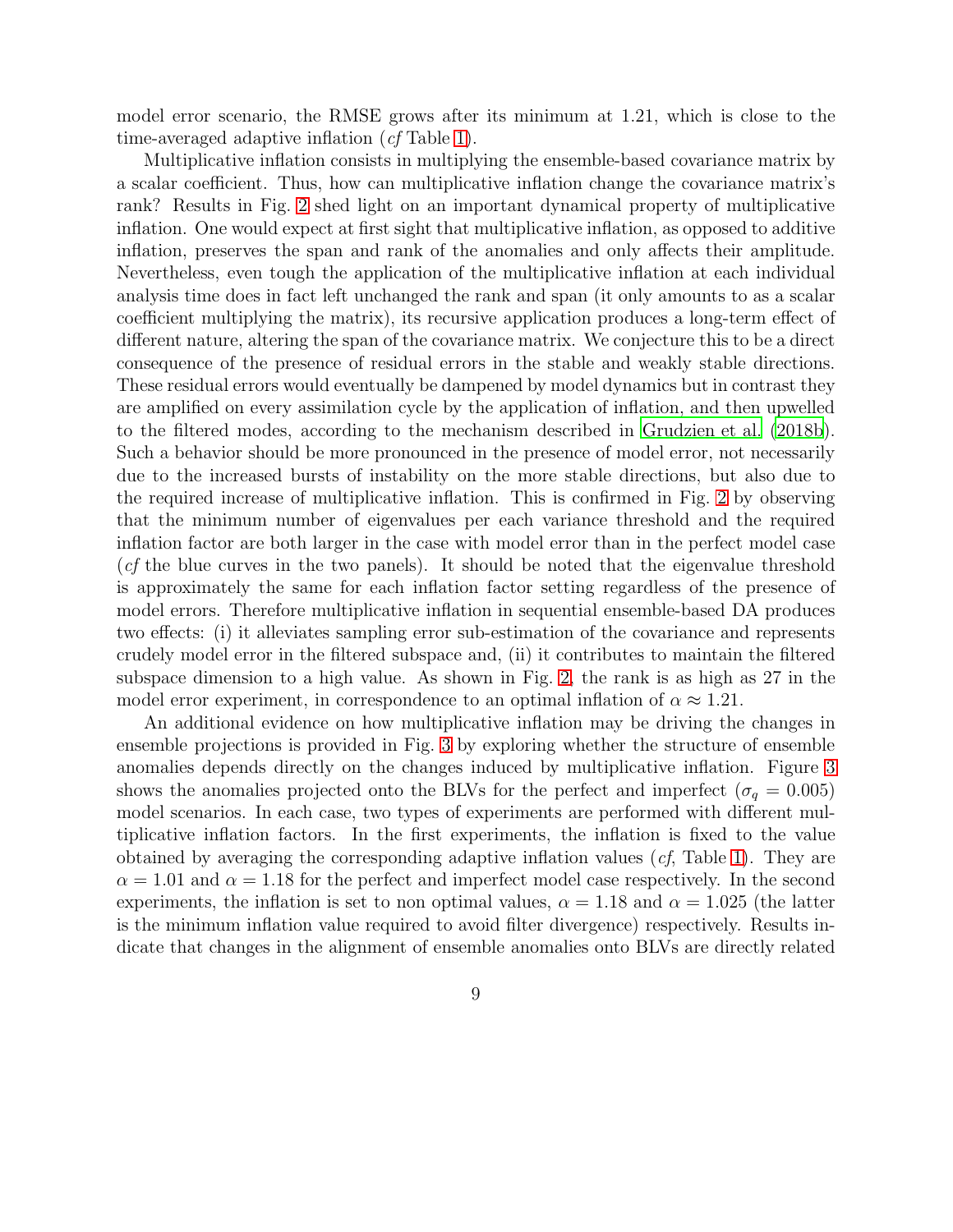model error scenario, the RMSE grows after its minimum at 1.21, which is close to the time-averaged adaptive inflation (*cf* Table 1).

Multiplicative inflation consists in multiplying the ensemble-based covariance matrix by a scalar coefficient. Thus, how can multiplicative inflation change the covariance matrix's rank? Results in Fig. 2 shed light on an important dynamical property of multiplicative inflation. One would expect at first sight that multiplicative inflation, as opposed to additive inflation, preserves the span and rank of the anomalies and only affects their amplitude. Nevertheless, even tough the application of the multiplicative inflation at each individual analysis time does in fact left unchanged the rank and span (it only amounts to as a scalar coefficient multiplying the matrix), its recursive application produces a long-term effect of different nature, altering the span of the covariance matrix. We conjecture this to be a direct consequence of the presence of residual errors in the stable and weakly stable directions. These residual errors would eventually be dampened by model dynamics but in contrast they are amplified on every assimilation cycle by the application of inflation, and then upwelled to the filtered modes, according to the mechanism described in Grudzien et al. (2018b). Such a behavior should be more pronounced in the presence of model error, not necessarily due to the increased bursts of instability on the more stable directions, but also due to the required increase of multiplicative inflation. This is confirmed in Fig. 2 by observing that the minimum number of eigenvalues per each variance threshold and the required inflation factor are both larger in the case with model error than in the perfect model case (*cf* the blue curves in the two panels). It should be noted that the eigenvalue threshold is approximately the same for each inflation factor setting regardless of the presence of model errors. Therefore multiplicative inflation in sequential ensemble-based DA produces two effects: (i) it alleviates sampling error sub-estimation of the covariance and represents crudely model error in the filtered subspace and, (ii) it contributes to maintain the filtered subspace dimension to a high value. As shown in Fig. 2, the rank is as high as 27 in the model error experiment, in correspondence to an optimal inflation of $\alpha \approx 1.21$.

An additional evidence on how multiplicative inflation may be driving the changes in ensemble projections is provided in Fig. 3 by exploring whether the structure of ensemble anomalies depends directly on the changes induced by multiplicative inflation. Figure 3 shows the anomalies projected onto the BLVs for the perfect and imperfect ($\sigma_q = 0.005$) model scenarios. In each case, two types of experiments are performed with different multiplicative inflation factors. In the first experiments, the inflation is fixed to the value obtained by averaging the corresponding adaptive inflation values (*cf*, Table 1). They are $\alpha = 1.01$ and $\alpha = 1.18$ for the perfect and imperfect model case respectively. In the second experiments, the inflation is set to non optimal values, $\alpha = 1.18$ and $\alpha = 1.025$ (the latter is the minimum inflation value required to avoid filter divergence) respectively. Results indicate that changes in the alignment of ensemble anomalies onto BLVs are directly related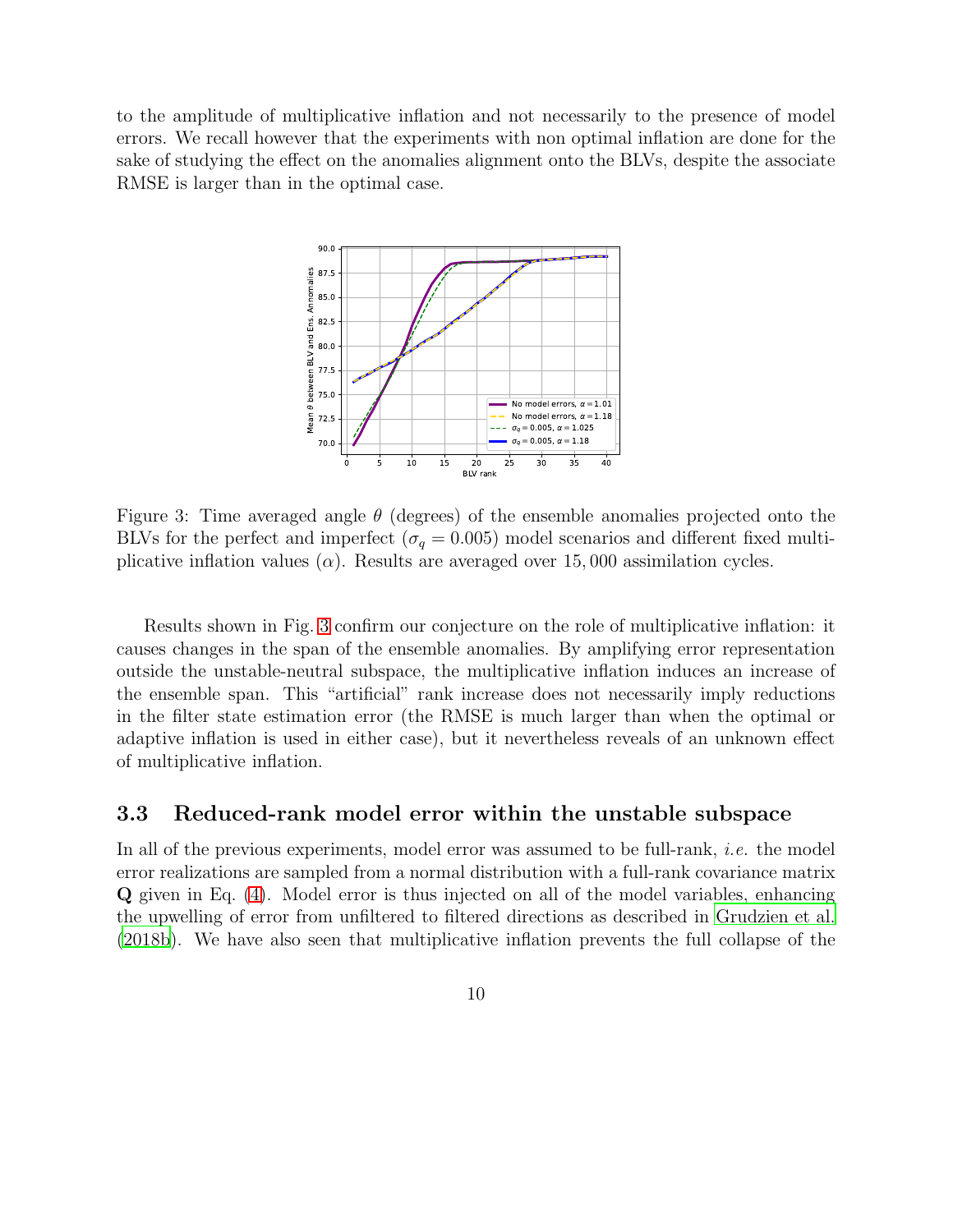to the amplitude of multiplicative inflation and not necessarily to the presence of model errors. We recall however that the experiments with non optimal inflation are done for the sake of studying the effect on the anomalies alignment onto the BLVs, despite the associate RMSE is larger than in the optimal case.

Figure 3: Time averaged angle $\theta$ (degrees) of the ensemble anomalies projected onto the BLVs for the perfect and imperfect ($\sigma_q = 0.005$) model scenarios and different fixed multiplicative inflation values ($\alpha$). Results are averaged over 15,000 assimilation cycles.

Results shown in Fig. 3 confirm our conjecture on the role of multiplicative inflation: it causes changes in the span of the ensemble anomalies. By amplifying error representation outside the unstable-neutral subspace, the multiplicative inflation induces an increase of the ensemble span. This "artificial" rank increase does not necessarily imply reductions in the filter state estimation error (the RMSE is much larger than when the optimal or adaptive inflation is used in either case), but it nevertheless reveals of an unknown effect of multiplicative inflation.

### 3.3 Reduced-rank model error within the unstable subspace

In all of the previous experiments, model error was assumed to be full-rank, *i.e.* the model error realizations are sampled from a normal distribution with a full-rank covariance matrix $\mathbf{Q}$ given in Eq. (4). Model error is thus injected on all of the model variables, enhancing the upwelling of error from unfiltered to filtered directions as described in Grudzien et al. (2018b). We have also seen that multiplicative inflation prevents the full collapse of the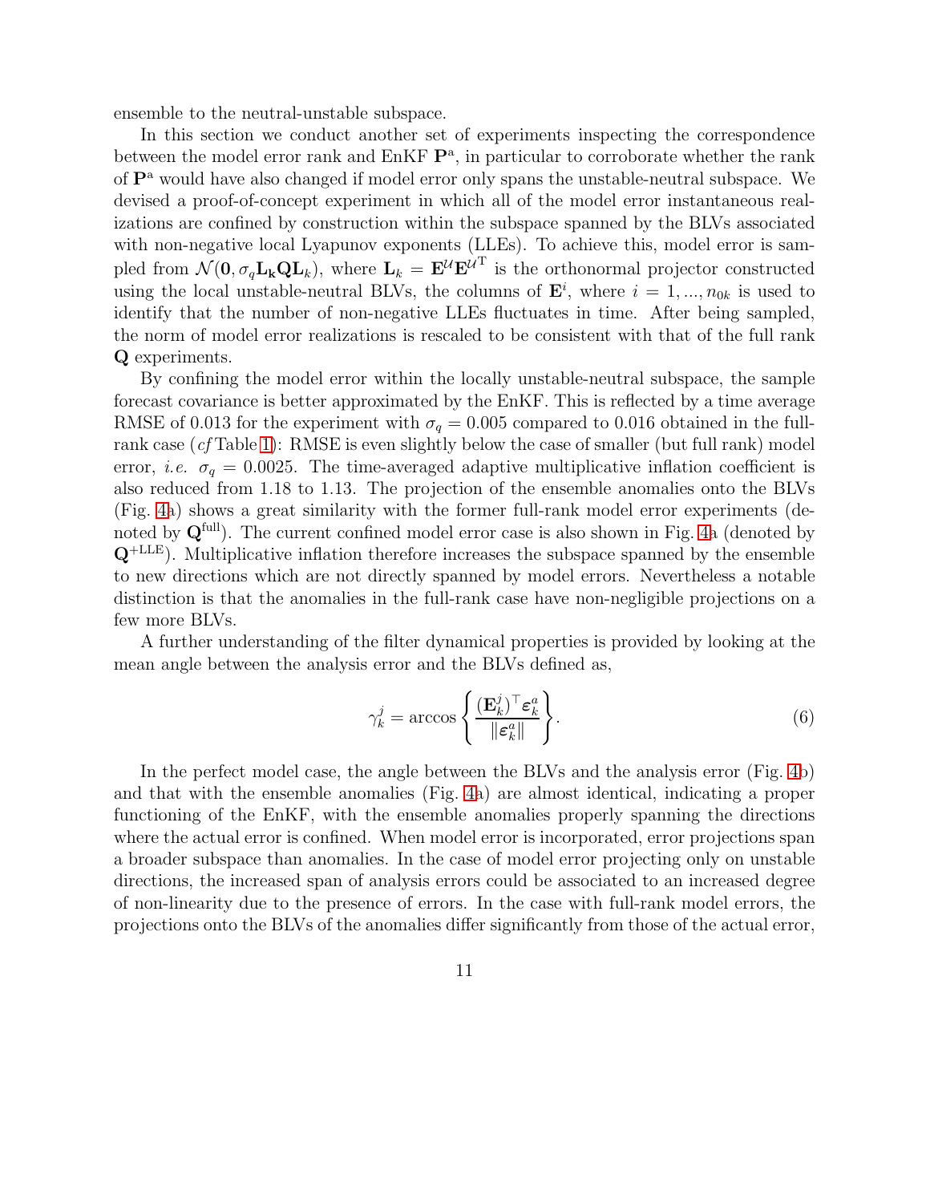ensemble to the neutral-unstable subspace.

In this section we conduct another set of experiments inspecting the correspondence between the model error rank and EnKF $\mathbf{P}^{\mathrm{a}}$, in particular to corroborate whether the rank of $\mathbf{P}^{\mathrm{a}}$ would have also changed if model error only spans the unstable-neutral subspace. We devised a proof-of-concept experiment in which all of the model error instantaneous realizations are confined by construction within the subspace spanned by the BLVs associated with non-negative local Lyapunov exponents (LLEs). To achieve this, model error is sampled from $\mathcal{N}(\mathbf{0}, \sigma_q \mathbf{L_k} \mathbf{Q} \mathbf{L}_k)$, where $\mathbf{L}_k = \mathbf{E}^{\mathcal{U}} \mathbf{E}^{\mathcal{U}^{\mathrm{T}}}$ is the orthonormal projector constructed using the local unstable-neutral BLVs, the columns of $\mathbf{E}^i$, where $i = 1, ..., n_{0k}$ is used to identify that the number of non-negative LLEs fluctuates in time. After being sampled, the norm of model error realizations is rescaled to be consistent with that of the full rank $\mathbf{Q}$ experiments.

By confining the model error within the locally unstable-neutral subspace, the sample forecast covariance is better approximated by the EnKF. This is reflected by a time average RMSE of 0.013 for the experiment with $\sigma_q = 0.005$ compared to 0.016 obtained in the full-rank case (*cf* Table 1): RMSE is even slightly below the case of smaller (but full rank) model error, *i.e.* $\sigma_q = 0.0025$. The time-averaged adaptive multiplicative inflation coefficient is also reduced from 1.18 to 1.13. The projection of the ensemble anomalies onto the BLVs (Fig. 4a) shows a great similarity with the former full-rank model error experiments (denoted by $\mathbf{Q}^{\mathrm{full}}$). The current confined model error case is also shown in Fig. 4a (denoted by $\mathbf{Q}^{+\mathrm{LLE}}$). Multiplicative inflation therefore increases the subspace spanned by the ensemble to new directions which are not directly spanned by model errors. Nevertheless a notable distinction is that the anomalies in the full-rank case have non-negligible projections on a few more BLVs.

A further understanding of the filter dynamical properties is provided by looking at the mean angle between the analysis error and the BLVs defined as,

$$\gamma_k^j = \arccos \left\{ \frac{(\mathbf{E}_k^j)^\top \boldsymbol{\varepsilon}_k^a}{\|\boldsymbol{\varepsilon}_k^a\|} \right\}. \tag{6}$$

In the perfect model case, the angle between the BLVs and the analysis error (Fig. 4b) and that with the ensemble anomalies (Fig. 4a) are almost identical, indicating a proper functioning of the EnKF, with the ensemble anomalies properly spanning the directions where the actual error is confined. When model error is incorporated, error projections span a broader subspace than anomalies. In the case of model error projecting only on unstable directions, the increased span of analysis errors could be associated to an increased degree of non-linearity due to the presence of errors. In the case with full-rank model errors, the projections onto the BLVs of the anomalies differ significantly from those of the actual error,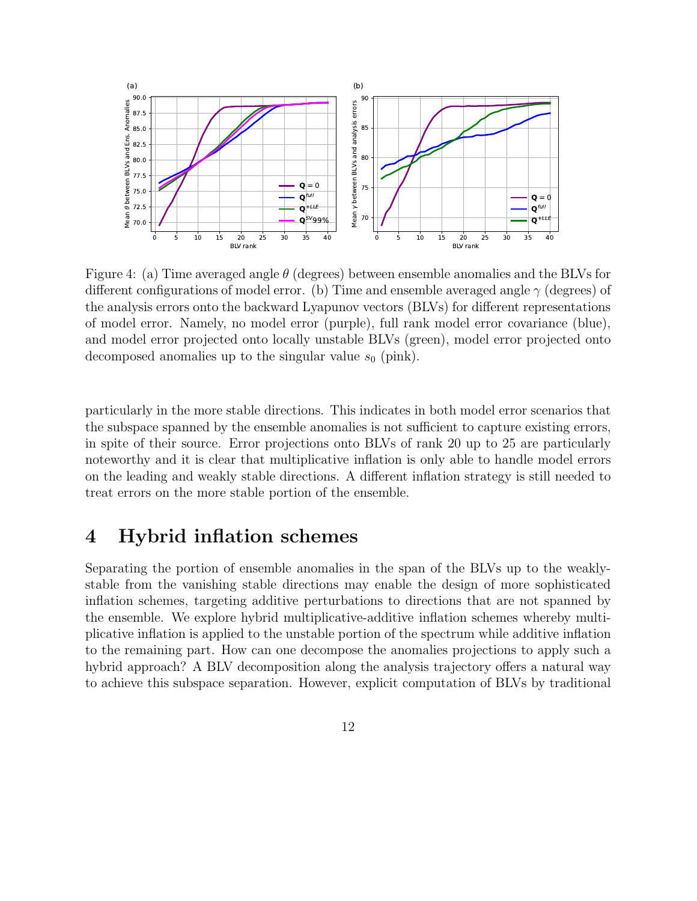Figure 4: (a) Time averaged angle $\theta$ (degrees) between ensemble anomalies and the BLVs for different configurations of model error. (b) Time and ensemble averaged angle $\gamma$ (degrees) of the analysis errors onto the backward Lyapunov vectors (BLVs) for different representations of model error. Namely, no model error (purple), full rank model error covariance (blue), and model error projected onto locally unstable BLVs (green), model error projected onto decomposed anomalies up to the singular value $s_0$ (pink).

particularly in the more stable directions. This indicates in both model error scenarios that the subspace spanned by the ensemble anomalies is not sufficient to capture existing errors, in spite of their source. Error projections onto BLVs of rank 20 up to 25 are particularly noteworthy and it is clear that multiplicative inflation is only able to handle model errors on the leading and weakly stable directions. A different inflation strategy is still needed to treat errors on the more stable portion of the ensemble.

# 4 Hybrid inflation schemes

Separating the portion of ensemble anomalies in the span of the BLVs up to the weakly-stable from the vanishing stable directions may enable the design of more sophisticated inflation schemes, targeting additive perturbations to directions that are not spanned by the ensemble. We explore hybrid multiplicative-additive inflation schemes whereby multiplicative inflation is applied to the unstable portion of the spectrum while additive inflation to the remaining part. How can one decompose the anomalies projections to apply such a hybrid approach? A BLV decomposition along the analysis trajectory offers a natural way to achieve this subspace separation. However, explicit computation of BLVs by traditional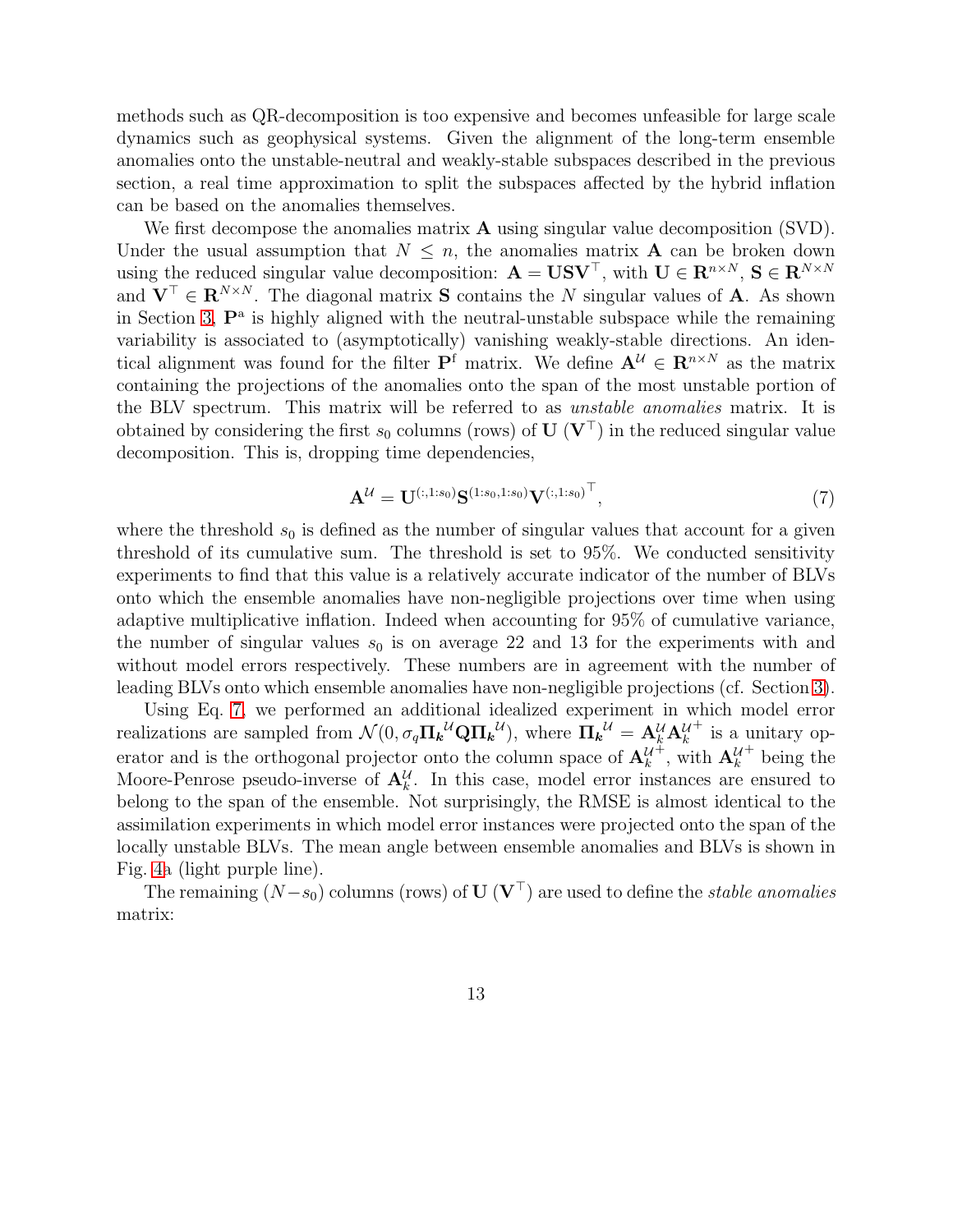methods such as QR-decomposition is too expensive and becomes unfeasible for large scale dynamics such as geophysical systems. Given the alignment of the long-term ensemble anomalies onto the unstable-neutral and weakly-stable subspaces described in the previous section, a real time approximation to split the subspaces affected by the hybrid inflation can be based on the anomalies themselves.

We first decompose the anomalies matrix $\mathbf{A}$ using singular value decomposition (SVD). Under the usual assumption that $N \leq n$, the anomalies matrix $\mathbf{A}$ can be broken down using the reduced singular value decomposition: $\mathbf{A} = \mathbf{U}\mathbf{S}\mathbf{V}^\top$, with $\mathbf{U} \in \mathbf{R}^{n \times N}$, $\mathbf{S} \in \mathbf{R}^{N \times N}$ and $\mathbf{V}^\top \in \mathbf{R}^{N \times N}$. The diagonal matrix $\mathbf{S}$ contains the $N$ singular values of $\mathbf{A}$. As shown in Section 3, $\mathbf{P}^{\mathrm{a}}$ is highly aligned with the neutral-unstable subspace while the remaining variability is associated to (asymptotically) vanishing weakly-stable directions. An identical alignment was found for the filter $\mathbf{P}^{\mathrm{f}}$ matrix. We define $\mathbf{A}^{\mathcal{U}} \in \mathbf{R}^{n \times N}$ as the matrix containing the projections of the anomalies onto the span of the most unstable portion of the BLV spectrum. This matrix will be referred to as *unstable anomalies* matrix. It is obtained by considering the first $s_0$ columns (rows) of $\mathbf{U}$ ($\mathbf{V}^\top$) in the reduced singular value decomposition. This is, dropping time dependencies,

$$\mathbf{A}^{\mathcal{U}} = \mathbf{U}^{(:,1:s_0)}\mathbf{S}^{(1:s_0,1:s_0)}\mathbf{V}^{(:,1:s_0)^\top}, \tag{7}$$

where the threshold $s_0$ is defined as the number of singular values that account for a given threshold of its cumulative sum. The threshold is set to 95%. We conducted sensitivity experiments to find that this value is a relatively accurate indicator of the number of BLVs onto which the ensemble anomalies have non-negligible projections over time when using adaptive multiplicative inflation. Indeed when accounting for 95% of cumulative variance, the number of singular values $s_0$ is on average 22 and 13 for the experiments with and without model errors respectively. These numbers are in agreement with the number of leading BLVs onto which ensemble anomalies have non-negligible projections (cf. Section 3).

Using Eq. 7, we performed an additional idealized experiment in which model error realizations are sampled from $\mathcal{N}(0, \sigma_q \mathbf{\Pi_k}^{\mathcal{U}} \mathbf{Q} \mathbf{\Pi_k}^{\mathcal{U}})$, where $\mathbf{\Pi_k}^{\mathcal{U}} = \mathbf{A}_k^{\mathcal{U}} \mathbf{A}_k^{\mathcal{U}+}$ is a unitary operator and is the orthogonal projector onto the column space of $\mathbf{A}_k^{\mathcal{U}+}$, with $\mathbf{A}_k^{\mathcal{U}+}$ being the Moore-Penrose pseudo-inverse of $\mathbf{A}_k^{\mathcal{U}}$. In this case, model error instances are ensured to belong to the span of the ensemble. Not surprisingly, the RMSE is almost identical to the assimilation experiments in which model error instances were projected onto the span of the locally unstable BLVs. The mean angle between ensemble anomalies and BLVs is shown in Fig. 4a (light purple line).

The remaining $(N - s_0)$ columns (rows) of $\mathbf{U}$ ($\mathbf{V}^\top$) are used to define the *stable anomalies* matrix: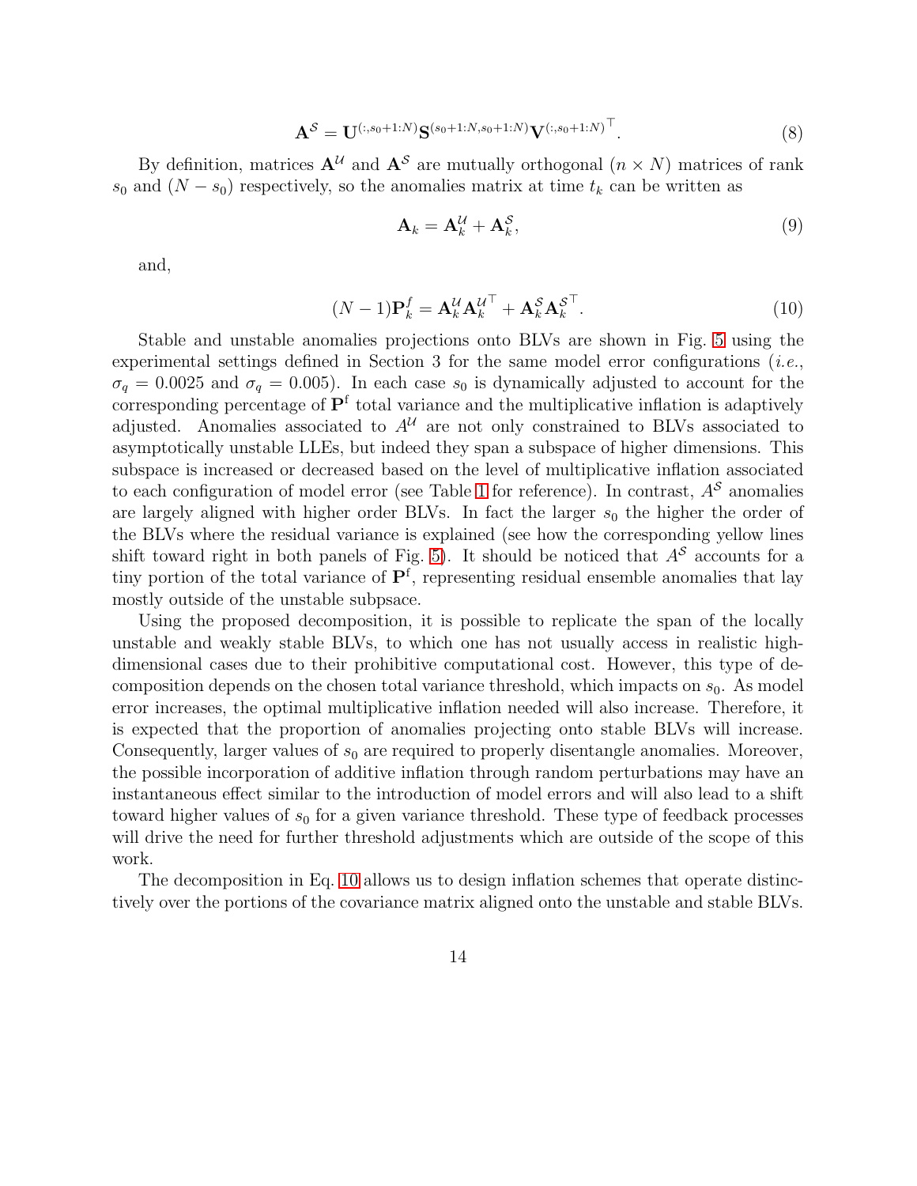$$\mathbf{A}^{\mathcal{S}} = \mathbf{U}^{(:,s_0+1:N)}\mathbf{S}^{(s_0+1:N,s_0+1:N)}\mathbf{V}^{(:,s_0+1:N)^{\top}}. \tag{8}$$

By definition, matrices $\mathbf{A}^{\mathcal{U}}$ and $\mathbf{A}^{\mathcal{S}}$ are mutually orthogonal $(n \times N)$ matrices of rank $s_0$ and $(N - s_0)$ respectively, so the anomalies matrix at time $t_k$ can be written as

$$\mathbf{A}_k = \mathbf{A}_k^{\mathcal{U}} + \mathbf{A}_k^{\mathcal{S}}, \tag{9}$$

and,

$$(N-1)\mathbf{P}_k^f = \mathbf{A}_k^{\mathcal{U}}\mathbf{A}_k^{\mathcal{U}^{\top}} + \mathbf{A}_k^{\mathcal{S}}\mathbf{A}_k^{\mathcal{S}^{\top}}. \tag{10}$$

Stable and unstable anomalies projections onto BLVs are shown in Fig. 5 using the experimental settings defined in Section 3 for the same model error configurations (*i.e.*, $\sigma_q = 0.0025$ and $\sigma_q = 0.005$). In each case $s_0$ is dynamically adjusted to account for the corresponding percentage of $\mathbf{P}^{\mathrm{f}}$ total variance and the multiplicative inflation is adaptively adjusted. Anomalies associated to $A^{\mathcal{U}}$ are not only constrained to BLVs associated to asymptotically unstable LLEs, but indeed they span a subspace of higher dimensions. This subspace is increased or decreased based on the level of multiplicative inflation associated to each configuration of model error (see Table 1 for reference). In contrast, $A^{\mathcal{S}}$ anomalies are largely aligned with higher order BLVs. In fact the larger $s_0$ the higher the order of the BLVs where the residual variance is explained (see how the corresponding yellow lines shift toward right in both panels of Fig. 5). It should be noticed that $A^{\mathcal{S}}$ accounts for a tiny portion of the total variance of $\mathbf{P}^{\mathrm{f}}$, representing residual ensemble anomalies that lay mostly outside of the unstable subpsace.

Using the proposed decomposition, it is possible to replicate the span of the locally unstable and weakly stable BLVs, to which one has not usually access in realistic high-dimensional cases due to their prohibitive computational cost. However, this type of decomposition depends on the chosen total variance threshold, which impacts on $s_0$. As model error increases, the optimal multiplicative inflation needed will also increase. Therefore, it is expected that the proportion of anomalies projecting onto stable BLVs will increase. Consequently, larger values of $s_0$ are required to properly disentangle anomalies. Moreover, the possible incorporation of additive inflation through random perturbations may have an instantaneous effect similar to the introduction of model errors and will also lead to a shift toward higher values of $s_0$ for a given variance threshold. These type of feedback processes will drive the need for further threshold adjustments which are outside of the scope of this work.

The decomposition in Eq. 10 allows us to design inflation schemes that operate distinctively over the portions of the covariance matrix aligned onto the unstable and stable BLVs.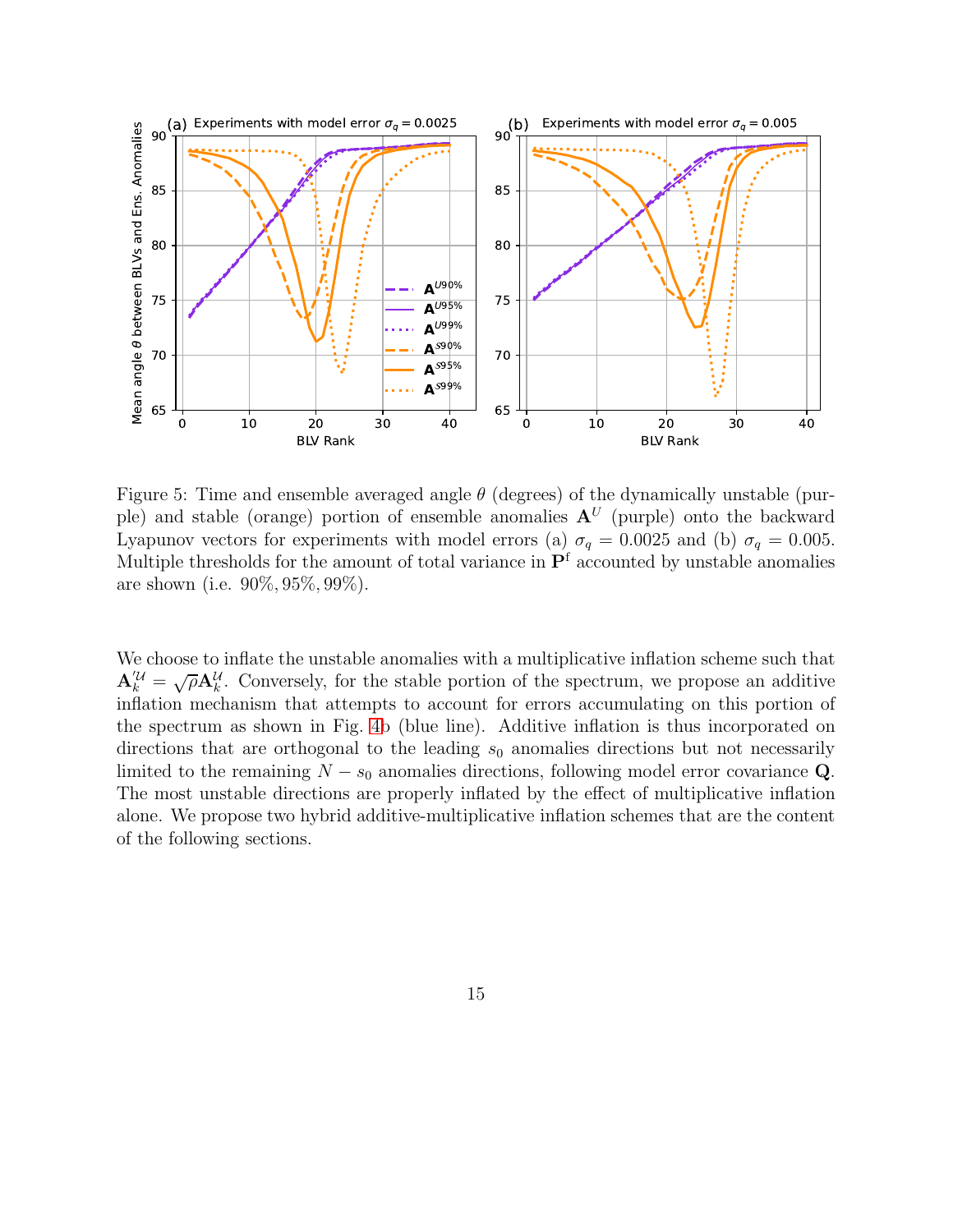Figure 5: Time and ensemble averaged angle $\theta$ (degrees) of the dynamically unstable (purple) and stable (orange) portion of ensemble anomalies $\mathbf{A}^U$ (purple) onto the backward Lyapunov vectors for experiments with model errors (a) $\sigma_q = 0.0025$ and (b) $\sigma_q = 0.005$. Multiple thresholds for the amount of total variance in $\mathbf{P}^\mathrm{f}$ accounted by unstable anomalies are shown (i.e. $90\%, 95\%, 99\%$).

We choose to inflate the unstable anomalies with a multiplicative inflation scheme such that $\mathbf{A}_k^{\prime\mathcal{U}} = \sqrt{\rho}\mathbf{A}_k^{\mathcal{U}}$. Conversely, for the stable portion of the spectrum, we propose an additive inflation mechanism that attempts to account for errors accumulating on this portion of the spectrum as shown in Fig. 4b (blue line). Additive inflation is thus incorporated on directions that are orthogonal to the leading $s_0$ anomalies directions but not necessarily limited to the remaining $N - s_0$ anomalies directions, following model error covariance $\mathbf{Q}$. The most unstable directions are properly inflated by the effect of multiplicative inflation alone. We propose two hybrid additive-multiplicative inflation schemes that are the content of the following sections.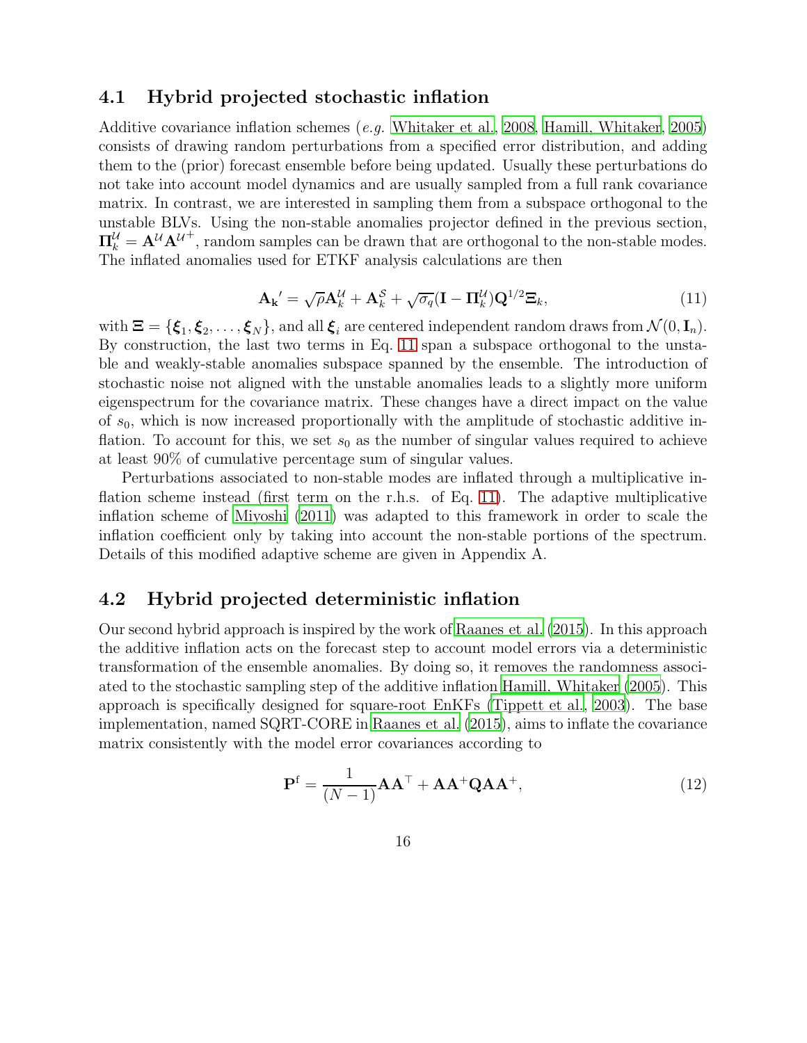### 4.1 Hybrid projected stochastic inflation

Additive covariance inflation schemes (*e.g.* Whitaker et al., 2008, Hamill, Whitaker, 2005) consists of drawing random perturbations from a specified error distribution, and adding them to the (prior) forecast ensemble before being updated. Usually these perturbations do not take into account model dynamics and are usually sampled from a full rank covariance matrix. In contrast, we are interested in sampling them from a subspace orthogonal to the unstable BLVs. Using the non-stable anomalies projector defined in the previous section, $\mathbf{\Pi}_k^{\mathcal{U}} = \mathbf{A}^{\mathcal{U}}\mathbf{A}^{\mathcal{U}+}$, random samples can be drawn that are orthogonal to the non-stable modes. The inflated anomalies used for ETKF analysis calculations are then

$$\mathbf{A_k}' = \sqrt{\rho}\mathbf{A}_k^{\mathcal{U}} + \mathbf{A}_k^{\mathcal{S}} + \sqrt{\sigma_q}(\mathbf{I} - \mathbf{\Pi}_k^{\mathcal{U}})\mathbf{Q}^{1/2}\mathbf{\Xi}_k, \tag{11}$$

with $\mathbf{\Xi} = \{\boldsymbol{\xi}_1, \boldsymbol{\xi}_2, \ldots, \boldsymbol{\xi}_N\}$, and all $\boldsymbol{\xi}_i$ are centered independent random draws from $\mathcal{N}(0, \mathbf{I}_n)$. By construction, the last two terms in Eq. 11 span a subspace orthogonal to the unstable and weakly-stable anomalies subspace spanned by the ensemble. The introduction of stochastic noise not aligned with the unstable anomalies leads to a slightly more uniform eigenspectrum for the covariance matrix. These changes have a direct impact on the value of $s_0$, which is now increased proportionally with the amplitude of stochastic additive inflation. To account for this, we set $s_0$ as the number of singular values required to achieve at least 90% of cumulative percentage sum of singular values.

Perturbations associated to non-stable modes are inflated through a multiplicative inflation scheme instead (first term on the r.h.s. of Eq. 11). The adaptive multiplicative inflation scheme of Miyoshi (2011) was adapted to this framework in order to scale the inflation coefficient only by taking into account the non-stable portions of the spectrum. Details of this modified adaptive scheme are given in Appendix A.

### 4.2 Hybrid projected deterministic inflation

Our second hybrid approach is inspired by the work of Raanes et al. (2015). In this approach the additive inflation acts on the forecast step to account model errors via a deterministic transformation of the ensemble anomalies. By doing so, it removes the randomness associated to the stochastic sampling step of the additive inflation Hamill, Whitaker (2005). This approach is specifically designed for square-root EnKFs (Tippett et al., 2003). The base implementation, named SQRT-CORE in Raanes et al. (2015), aims to inflate the covariance matrix consistently with the model error covariances according to

$$\mathbf{P}^{\mathrm{f}} = \frac{1}{(N-1)}\mathbf{A}\mathbf{A}^{\top} + \mathbf{A}\mathbf{A}^{+}\mathbf{Q}\mathbf{A}\mathbf{A}^{+}, \tag{12}$$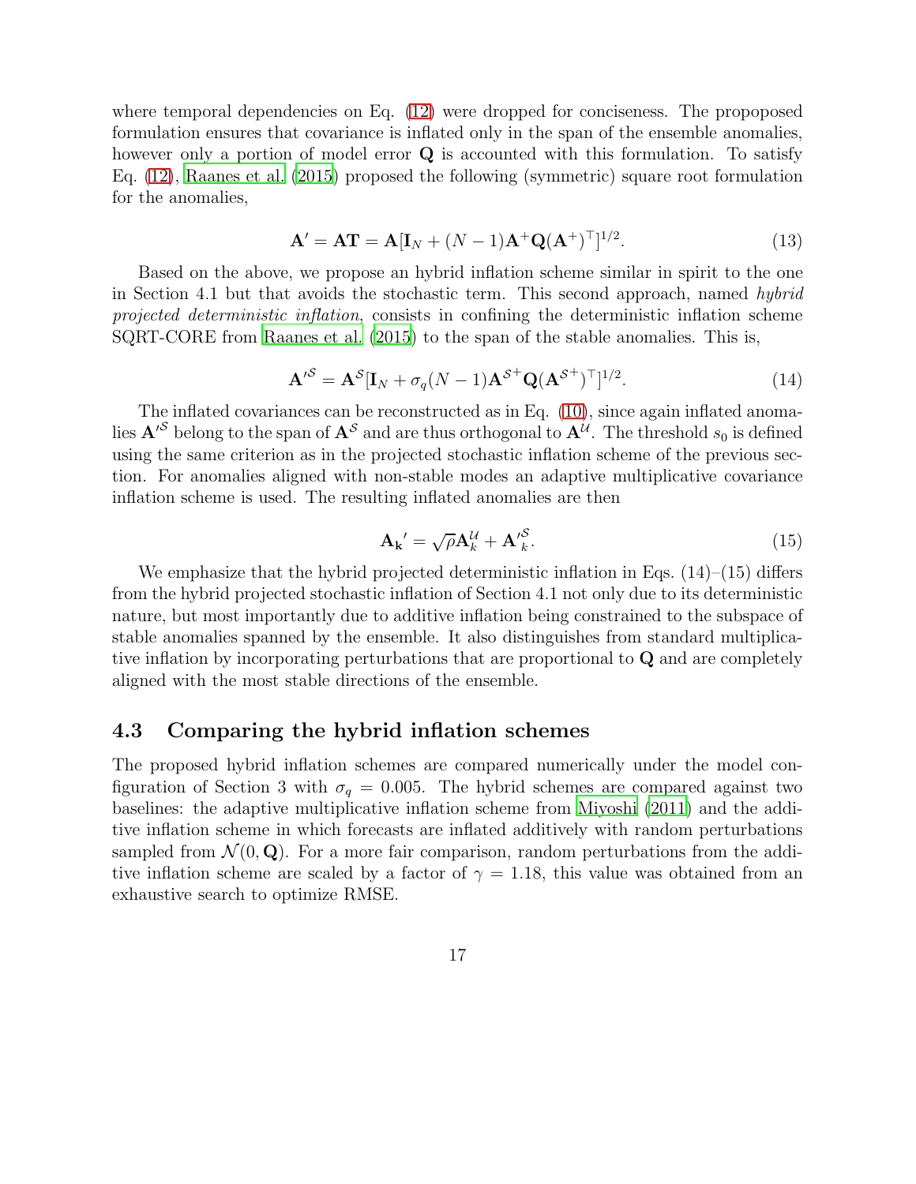where temporal dependencies on Eq. (12) were dropped for conciseness. The propoposed formulation ensures that covariance is inflated only in the span of the ensemble anomalies, however only a portion of model error $\mathbf{Q}$ is accounted with this formulation. To satisfy Eq. (12), Raanes et al. (2015) proposed the following (symmetric) square root formulation for the anomalies,

$$\mathbf{A}' = \mathbf{A}\mathbf{T} = \mathbf{A}[\mathbf{I}_N + (N-1)\mathbf{A}^{+}\mathbf{Q}(\mathbf{A}^{+})^{\top}]^{1/2}. \tag{13}$$

Based on the above, we propose an hybrid inflation scheme similar in spirit to the one in Section 4.1 but that avoids the stochastic term. This second approach, named *hybrid projected deterministic inflation*, consists in confining the deterministic inflation scheme SQRT-CORE from Raanes et al. (2015) to the span of the stable anomalies. This is,

$$\mathbf{A}'^{\mathcal{S}} = \mathbf{A}^{\mathcal{S}}[\mathbf{I}_N + \sigma_q(N-1)\mathbf{A}^{\mathcal{S}+}\mathbf{Q}(\mathbf{A}^{\mathcal{S}+})^{\top}]^{1/2}. \tag{14}$$

The inflated covariances can be reconstructed as in Eq. (10), since again inflated anomalies $\mathbf{A}'^{\mathcal{S}}$ belong to the span of $\mathbf{A}^{\mathcal{S}}$ and are thus orthogonal to $\mathbf{A}^{\mathcal{U}}$. The threshold $s_0$ is defined using the same criterion as in the projected stochastic inflation scheme of the previous section. For anomalies aligned with non-stable modes an adaptive multiplicative covariance inflation scheme is used. The resulting inflated anomalies are then

$$\mathbf{A_k}' = \sqrt{\rho}\mathbf{A}^{\mathcal{U}}_k + \mathbf{A}'^{\mathcal{S}}_k. \tag{15}$$

We emphasize that the hybrid projected deterministic inflation in Eqs. (14)–(15) differs from the hybrid projected stochastic inflation of Section 4.1 not only due to its deterministic nature, but most importantly due to additive inflation being constrained to the subspace of stable anomalies spanned by the ensemble. It also distinguishes from standard multiplicative inflation by incorporating perturbations that are proportional to $\mathbf{Q}$ and are completely aligned with the most stable directions of the ensemble.

### 4.3 Comparing the hybrid inflation schemes

The proposed hybrid inflation schemes are compared numerically under the model configuration of Section 3 with $\sigma_q = 0.005$. The hybrid schemes are compared against two baselines: the adaptive multiplicative inflation scheme from Miyoshi (2011) and the additive inflation scheme in which forecasts are inflated additively with random perturbations sampled from $\mathcal{N}(0, \mathbf{Q})$. For a more fair comparison, random perturbations from the additive inflation scheme are scaled by a factor of $\gamma = 1.18$, this value was obtained from an exhaustive search to optimize RMSE.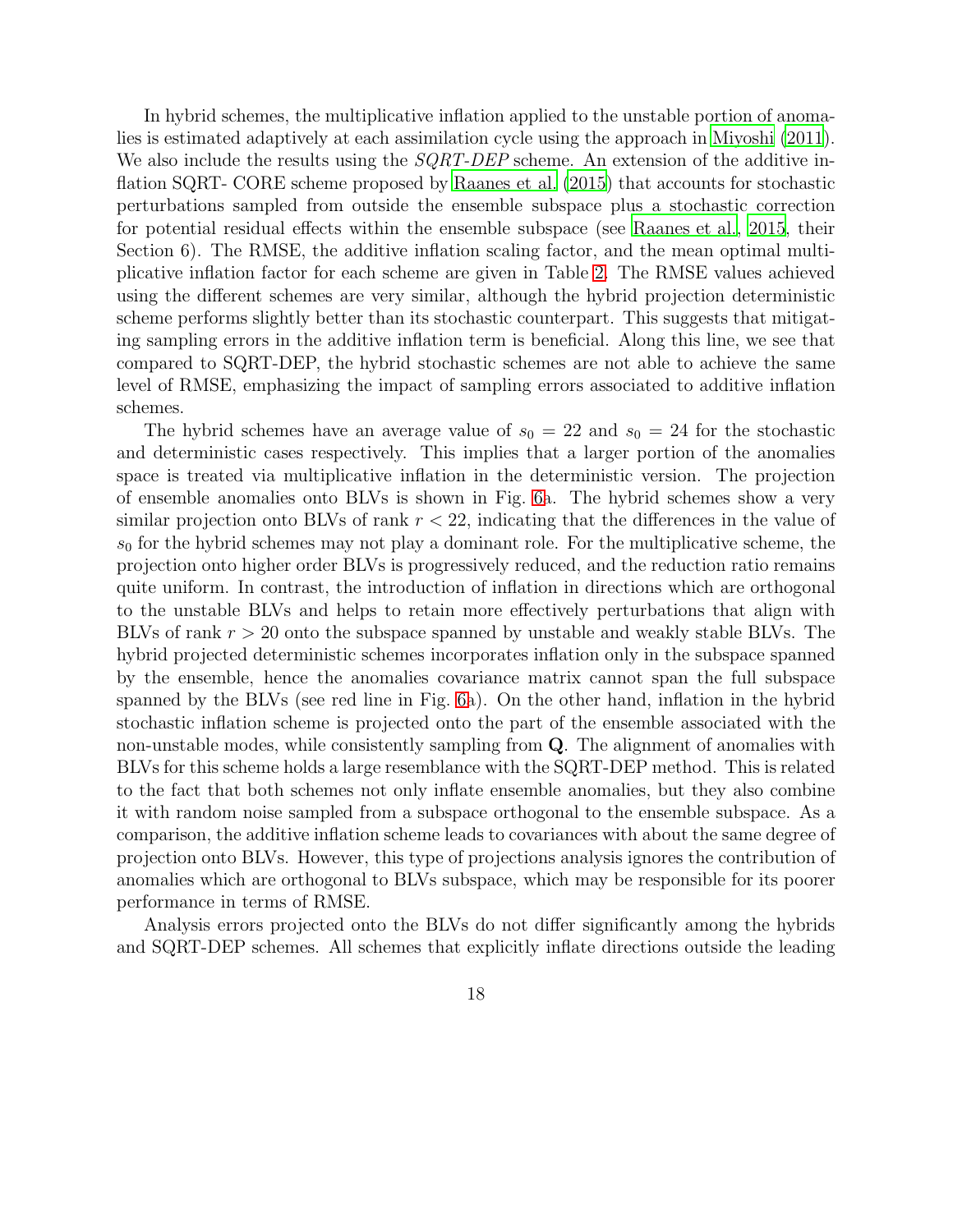In hybrid schemes, the multiplicative inflation applied to the unstable portion of anomalies is estimated adaptively at each assimilation cycle using the approach in Miyoshi (2011). We also include the results using the *SQRT-DEP* scheme. An extension of the additive inflation SQRT- CORE scheme proposed by Raanes et al. (2015) that accounts for stochastic perturbations sampled from outside the ensemble subspace plus a stochastic correction for potential residual effects within the ensemble subspace (see Raanes et al., 2015, their Section 6). The RMSE, the additive inflation scaling factor, and the mean optimal multiplicative inflation factor for each scheme are given in Table 2. The RMSE values achieved using the different schemes are very similar, although the hybrid projection deterministic scheme performs slightly better than its stochastic counterpart. This suggests that mitigating sampling errors in the additive inflation term is beneficial. Along this line, we see that compared to SQRT-DEP, the hybrid stochastic schemes are not able to achieve the same level of RMSE, emphasizing the impact of sampling errors associated to additive inflation schemes.

The hybrid schemes have an average value of $s_0 = 22$ and $s_0 = 24$ for the stochastic and deterministic cases respectively. This implies that a larger portion of the anomalies space is treated via multiplicative inflation in the deterministic version. The projection of ensemble anomalies onto BLVs is shown in Fig. 6a. The hybrid schemes show a very similar projection onto BLVs of rank $r < 22$, indicating that the differences in the value of $s_0$ for the hybrid schemes may not play a dominant role. For the multiplicative scheme, the projection onto higher order BLVs is progressively reduced, and the reduction ratio remains quite uniform. In contrast, the introduction of inflation in directions which are orthogonal to the unstable BLVs and helps to retain more effectively perturbations that align with BLVs of rank $r > 20$ onto the subspace spanned by unstable and weakly stable BLVs. The hybrid projected deterministic schemes incorporates inflation only in the subspace spanned by the ensemble, hence the anomalies covariance matrix cannot span the full subspace spanned by the BLVs (see red line in Fig. 6a). On the other hand, inflation in the hybrid stochastic inflation scheme is projected onto the part of the ensemble associated with the non-unstable modes, while consistently sampling from $\mathbf{Q}$. The alignment of anomalies with BLVs for this scheme holds a large resemblance with the SQRT-DEP method. This is related to the fact that both schemes not only inflate ensemble anomalies, but they also combine it with random noise sampled from a subspace orthogonal to the ensemble subspace. As a comparison, the additive inflation scheme leads to covariances with about the same degree of projection onto BLVs. However, this type of projections analysis ignores the contribution of anomalies which are orthogonal to BLVs subspace, which may be responsible for its poorer performance in terms of RMSE.

Analysis errors projected onto the BLVs do not differ significantly among the hybrids and SQRT-DEP schemes. All schemes that explicitly inflate directions outside the leading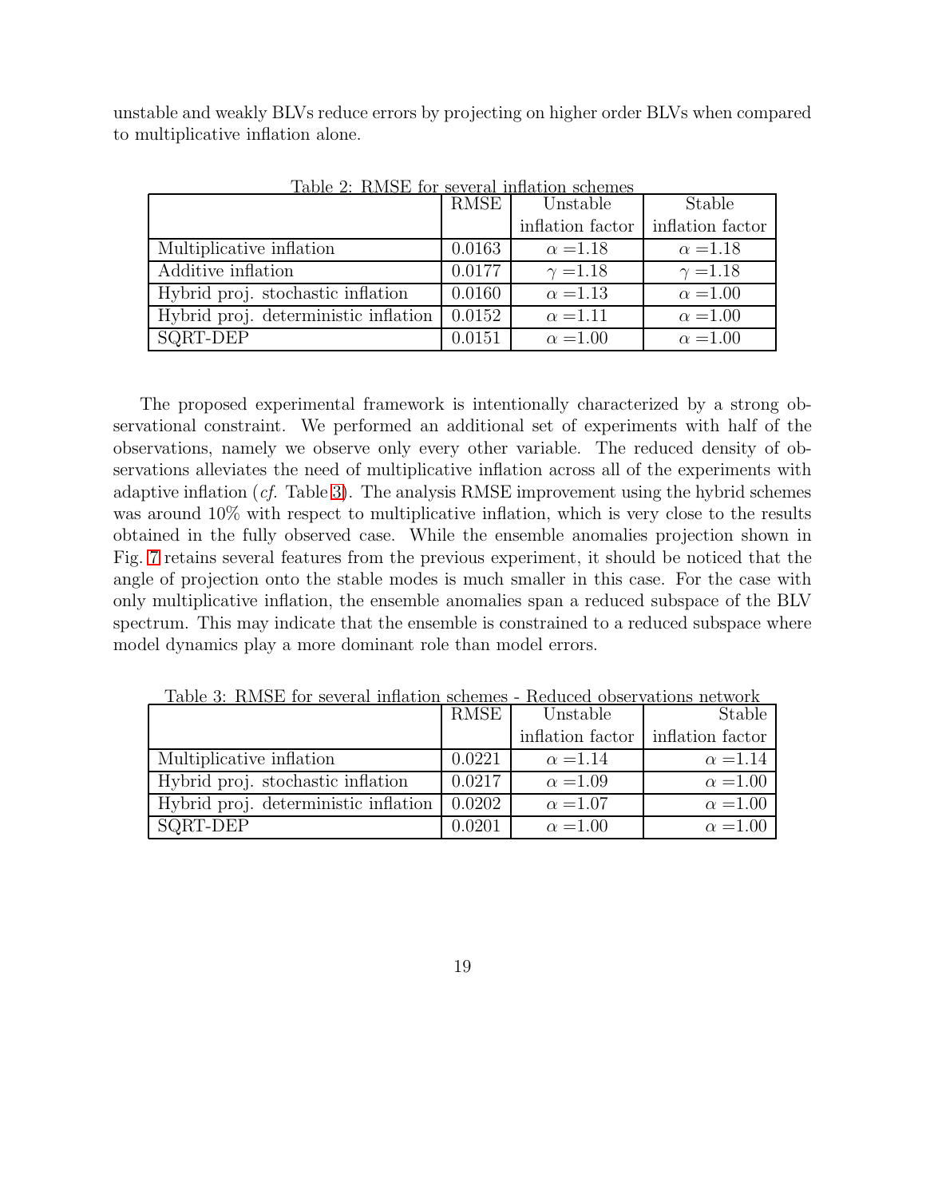unstable and weakly BLVs reduce errors by projecting on higher order BLVs when compared to multiplicative inflation alone.

Table 2: RMSE for several inflation schemes

| | RMSE | Unstable inflation factor | Stable inflation factor |
|---|---|---|---|
| Multiplicative inflation | 0.0163 | $\alpha = 1.18$ | $\alpha = 1.18$ |
| Additive inflation | 0.0177 | $\gamma = 1.18$ | $\gamma = 1.18$ |
| Hybrid proj. stochastic inflation | 0.0160 | $\alpha = 1.13$ | $\alpha = 1.00$ |
| Hybrid proj. deterministic inflation | 0.0152 | $\alpha = 1.11$ | $\alpha = 1.00$ |
| SQRT-DEP | 0.0151 | $\alpha = 1.00$ | $\alpha = 1.00$ |

The proposed experimental framework is intentionally characterized by a strong observational constraint. We performed an additional set of experiments with half of the observations, namely we observe only every other variable. The reduced density of observations alleviates the need of multiplicative inflation across all of the experiments with adaptive inflation (*cf.* Table 3). The analysis RMSE improvement using the hybrid schemes was around 10% with respect to multiplicative inflation, which is very close to the results obtained in the fully observed case. While the ensemble anomalies projection shown in Fig. 7 retains several features from the previous experiment, it should be noticed that the angle of projection onto the stable modes is much smaller in this case. For the case with only multiplicative inflation, the ensemble anomalies span a reduced subspace of the BLV spectrum. This may indicate that the ensemble is constrained to a reduced subspace where model dynamics play a more dominant role than model errors.

Table 3: RMSE for several inflation schemes - Reduced observations network

| | RMSE | Unstable inflation factor | Stable inflation factor |
|---|---|---|---|
| Multiplicative inflation | 0.0221 | $\alpha = 1.14$ | $\alpha = 1.14$ |
| Hybrid proj. stochastic inflation | 0.0217 | $\alpha = 1.09$ | $\alpha = 1.00$ |
| Hybrid proj. deterministic inflation | 0.0202 | $\alpha = 1.07$ | $\alpha = 1.00$ |
| SQRT-DEP | 0.0201 | $\alpha = 1.00$ | $\alpha = 1.00$ |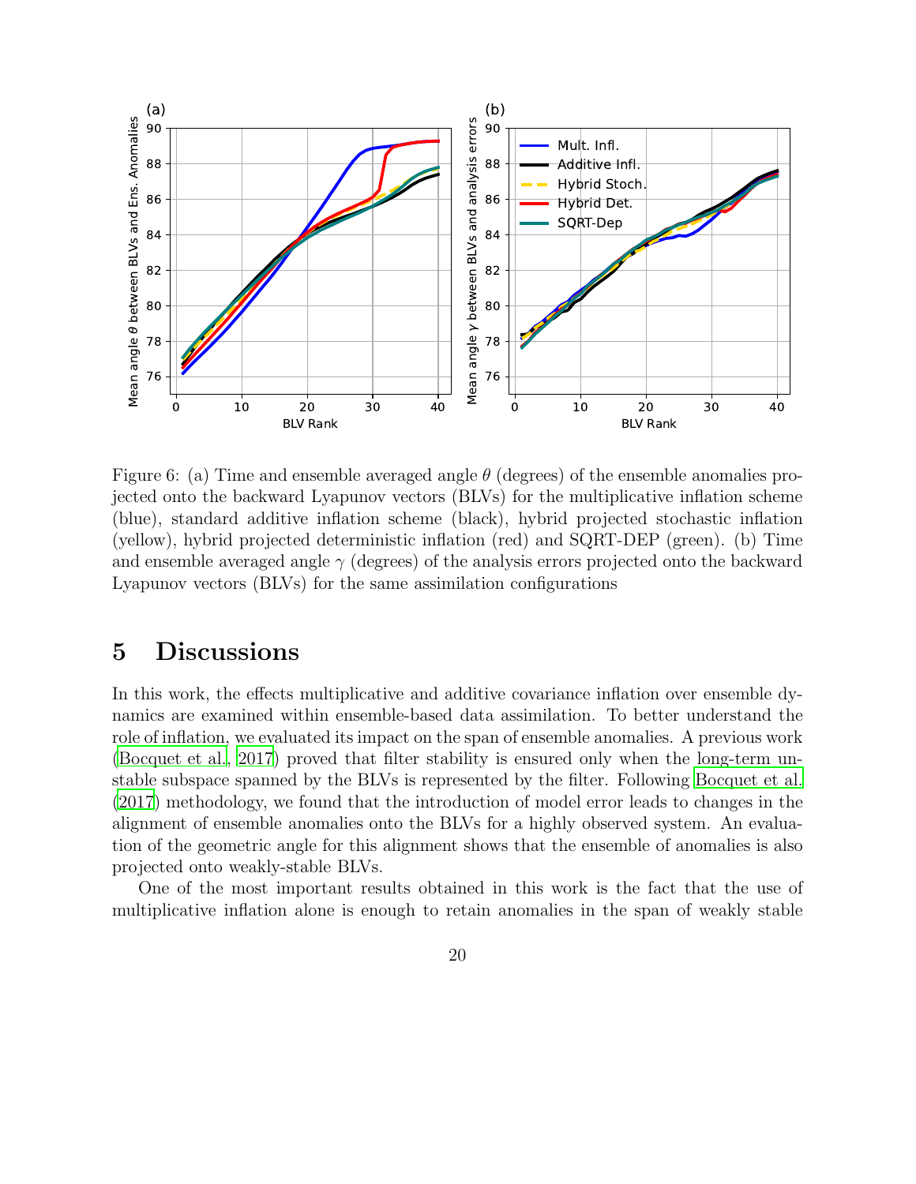Figure 6: (a) Time and ensemble averaged angle $\theta$ (degrees) of the ensemble anomalies projected onto the backward Lyapunov vectors (BLVs) for the multiplicative inflation scheme (blue), standard additive inflation scheme (black), hybrid projected stochastic inflation (yellow), hybrid projected deterministic inflation (red) and SQRT-DEP (green). (b) Time and ensemble averaged angle $\gamma$ (degrees) of the analysis errors projected onto the backward Lyapunov vectors (BLVs) for the same assimilation configurations

# 5 Discussions

In this work, the effects multiplicative and additive covariance inflation over ensemble dynamics are examined within ensemble-based data assimilation. To better understand the role of inflation, we evaluated its impact on the span of ensemble anomalies. A previous work (Bocquet et al., 2017) proved that filter stability is ensured only when the long-term unstable subspace spanned by the BLVs is represented by the filter. Following Bocquet et al. (2017) methodology, we found that the introduction of model error leads to changes in the alignment of ensemble anomalies onto the BLVs for a highly observed system. An evaluation of the geometric angle for this alignment shows that the ensemble of anomalies is also projected onto weakly-stable BLVs.

One of the most important results obtained in this work is the fact that the use of multiplicative inflation alone is enough to retain anomalies in the span of weakly stable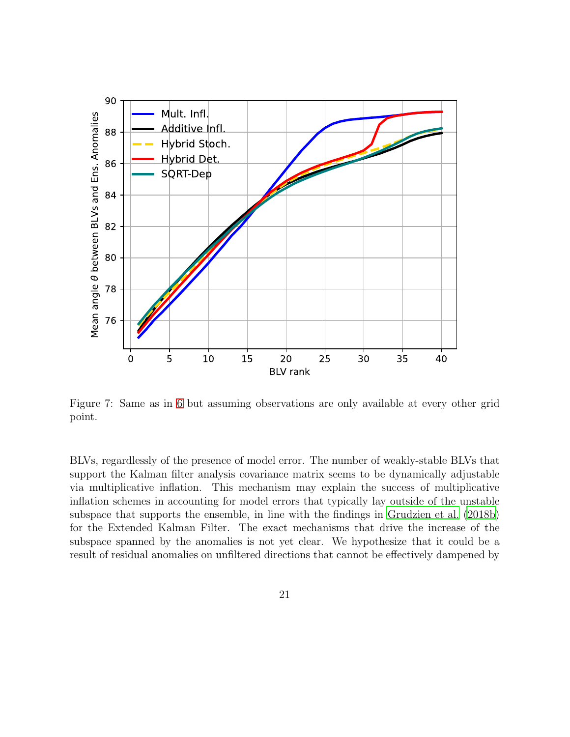Figure 7: Same as in 6 but assuming observations are only available at every other grid point.

BLVs, regardlessly of the presence of model error. The number of weakly-stable BLVs that support the Kalman filter analysis covariance matrix seems to be dynamically adjustable via multiplicative inflation. This mechanism may explain the success of multiplicative inflation schemes in accounting for model errors that typically lay outside of the unstable subspace that supports the ensemble, in line with the findings in Grudzien et al. (2018b) for the Extended Kalman Filter. The exact mechanisms that drive the increase of the subspace spanned by the anomalies is not yet clear. We hypothesize that it could be a result of residual anomalies on unfiltered directions that cannot be effectively dampened by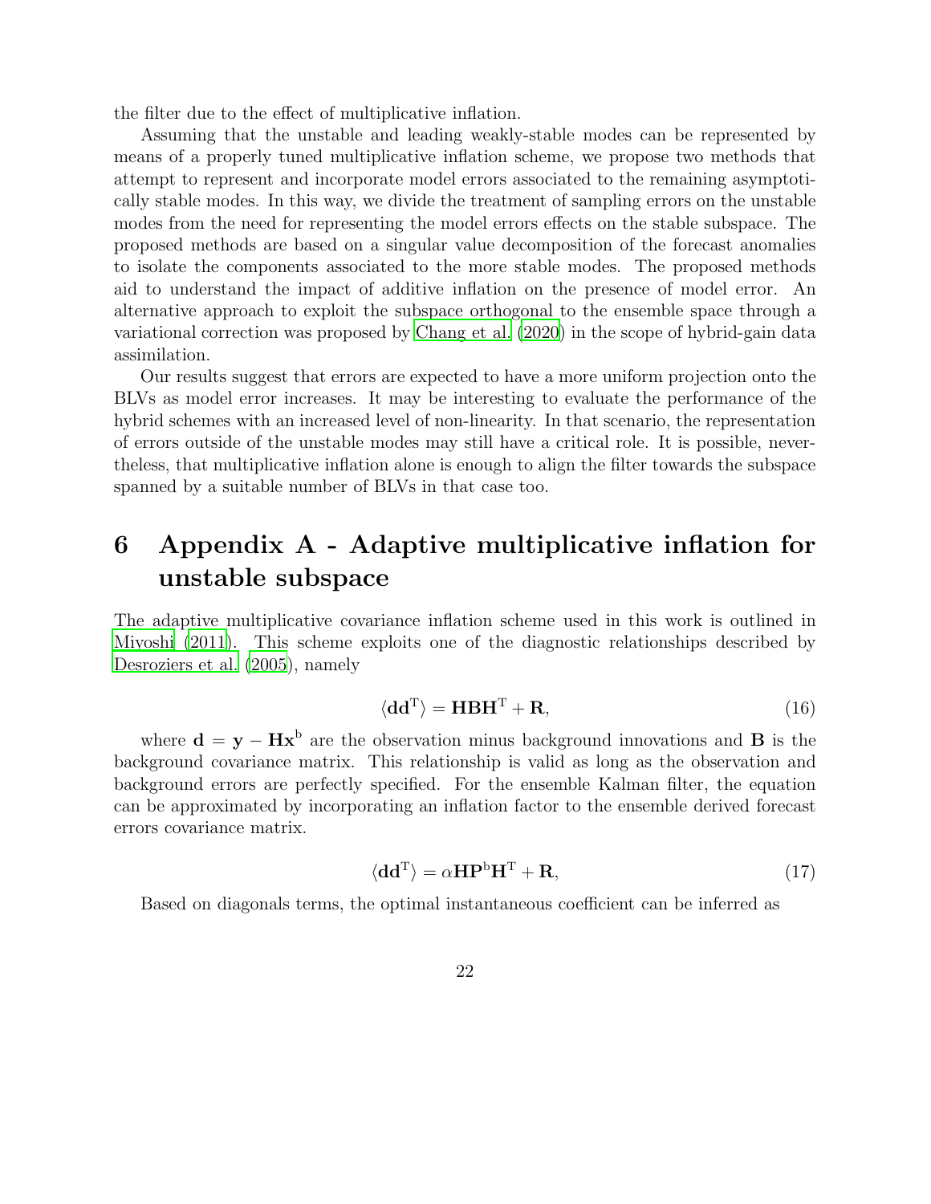the filter due to the effect of multiplicative inflation.

Assuming that the unstable and leading weakly-stable modes can be represented by means of a properly tuned multiplicative inflation scheme, we propose two methods that attempt to represent and incorporate model errors associated to the remaining asymptotically stable modes. In this way, we divide the treatment of sampling errors on the unstable modes from the need for representing the model errors effects on the stable subspace. The proposed methods are based on a singular value decomposition of the forecast anomalies to isolate the components associated to the more stable modes. The proposed methods aid to understand the impact of additive inflation on the presence of model error. An alternative approach to exploit the subspace orthogonal to the ensemble space through a variational correction was proposed by Chang et al. (2020) in the scope of hybrid-gain data assimilation.

Our results suggest that errors are expected to have a more uniform projection onto the BLVs as model error increases. It may be interesting to evaluate the performance of the hybrid schemes with an increased level of non-linearity. In that scenario, the representation of errors outside of the unstable modes may still have a critical role. It is possible, nevertheless, that multiplicative inflation alone is enough to align the filter towards the subspace spanned by a suitable number of BLVs in that case too.

# 6 Appendix A - Adaptive multiplicative inflation for unstable subspace

The adaptive multiplicative covariance inflation scheme used in this work is outlined in Miyoshi (2011). This scheme exploits one of the diagnostic relationships described by Desroziers et al. (2005), namely

$$\langle \mathbf{d}\mathbf{d}^{\mathrm{T}} \rangle = \mathbf{H}\mathbf{B}\mathbf{H}^{\mathrm{T}} + \mathbf{R}, \tag{16}$$

where $\mathbf{d} = \mathbf{y} - \mathbf{H}\mathbf{x}^{\mathrm{b}}$ are the observation minus background innovations and $\mathbf{B}$ is the background covariance matrix. This relationship is valid as long as the observation and background errors are perfectly specified. For the ensemble Kalman filter, the equation can be approximated by incorporating an inflation factor to the ensemble derived forecast errors covariance matrix.

$$\langle \mathbf{d}\mathbf{d}^{\mathrm{T}} \rangle = \alpha \mathbf{H}\mathbf{P}^{\mathrm{b}}\mathbf{H}^{\mathrm{T}} + \mathbf{R}, \tag{17}$$

Based on diagonals terms, the optimal instantaneous coefficient can be inferred as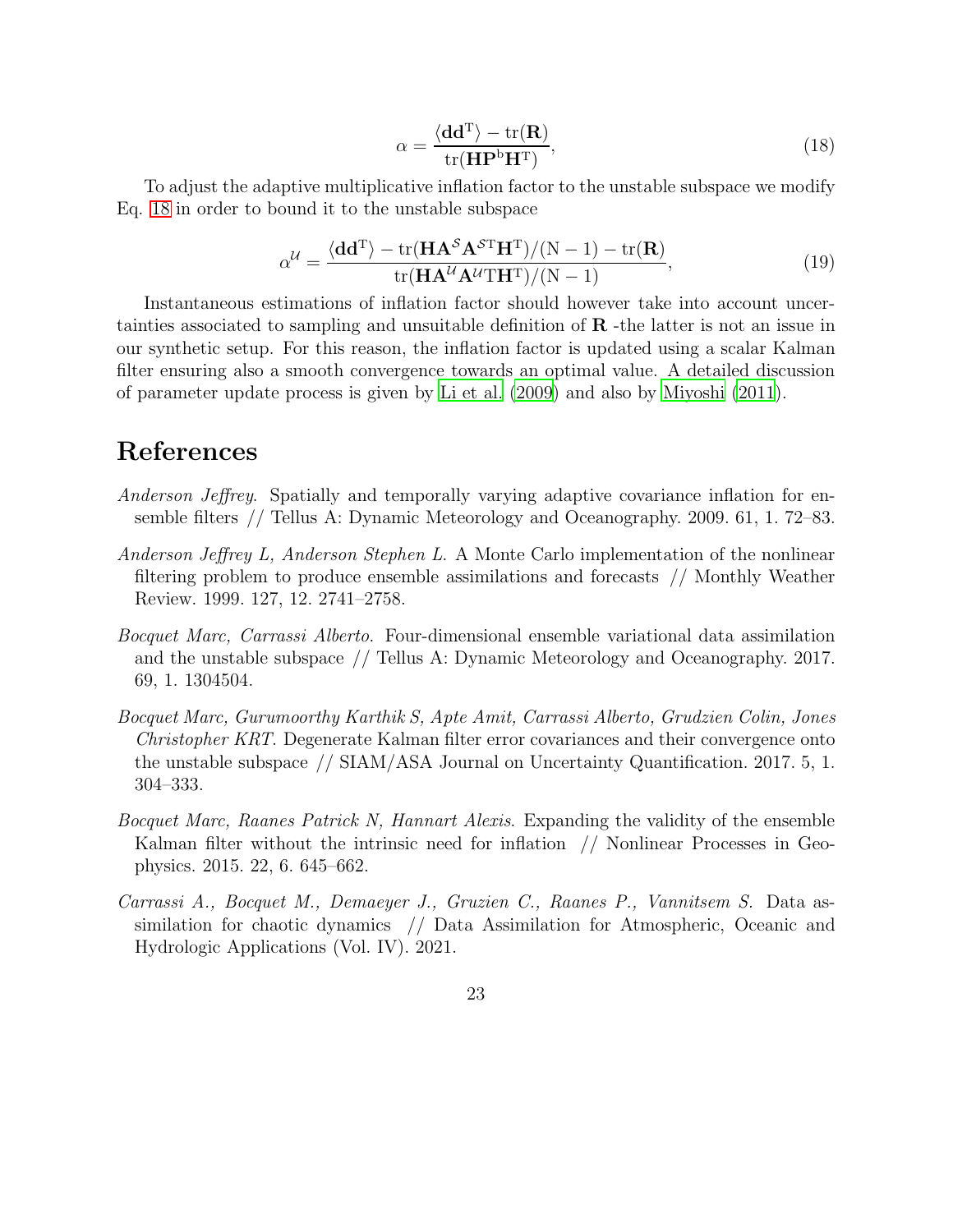$$
\alpha = \frac{\langle \mathbf{d}\mathbf{d}^{\mathrm{T}} \rangle - \mathrm{tr}(\mathbf{R})}{\mathrm{tr}(\mathbf{H}\mathbf{P}^{\mathrm{b}}\mathbf{H}^{\mathrm{T}})}, \tag{18}
$$

To adjust the adaptive multiplicative inflation factor to the unstable subspace we modify Eq. 18 in order to bound it to the unstable subspace

$$
\alpha^{\mathcal{U}} = \frac{\langle \mathbf{d}\mathbf{d}^{\mathrm{T}} \rangle - \mathrm{tr}(\mathbf{H}\mathbf{A}^{\mathcal{S}}\mathbf{A}^{\mathcal{S}\mathrm{T}}\mathbf{H}^{\mathrm{T}})/(\mathrm{N}-1) - \mathrm{tr}(\mathbf{R})}{\mathrm{tr}(\mathbf{H}\mathbf{A}^{\mathcal{U}}\mathbf{A}^{\mathcal{U}}\mathrm{T}\mathbf{H}^{\mathrm{T}})/(\mathrm{N}-1)}, \tag{19}
$$

Instantaneous estimations of inflation factor should however take into account uncertainties associated to sampling and unsuitable definition of $\mathbf{R}$ -the latter is not an issue in our synthetic setup. For this reason, the inflation factor is updated using a scalar Kalman filter ensuring also a smooth convergence towards an optimal value. A detailed discussion of parameter update process is given by Li et al. (2009) and also by Miyoshi (2011).

# References

*Anderson Jeffrey*. Spatially and temporally varying adaptive covariance inflation for ensemble filters // Tellus A: Dynamic Meteorology and Oceanography. 2009. 61, 1. 72–83.

*Anderson Jeffrey L, Anderson Stephen L*. A Monte Carlo implementation of the nonlinear filtering problem to produce ensemble assimilations and forecasts // Monthly Weather Review. 1999. 127, 12. 2741–2758.

*Bocquet Marc, Carrassi Alberto*. Four-dimensional ensemble variational data assimilation and the unstable subspace // Tellus A: Dynamic Meteorology and Oceanography. 2017. 69, 1. 1304504.

*Bocquet Marc, Gurumoorthy Karthik S, Apte Amit, Carrassi Alberto, Grudzien Colin, Jones Christopher KRT*. Degenerate Kalman filter error covariances and their convergence onto the unstable subspace // SIAM/ASA Journal on Uncertainty Quantification. 2017. 5, 1. 304–333.

*Bocquet Marc, Raanes Patrick N, Hannart Alexis*. Expanding the validity of the ensemble Kalman filter without the intrinsic need for inflation // Nonlinear Processes in Geophysics. 2015. 22, 6. 645–662.

*Carrassi A., Bocquet M., Demaeyer J., Gruzien C., Raanes P., Vannitsem S.* Data assimilation for chaotic dynamics // Data Assimilation for Atmospheric, Oceanic and Hydrologic Applications (Vol. IV). 2021.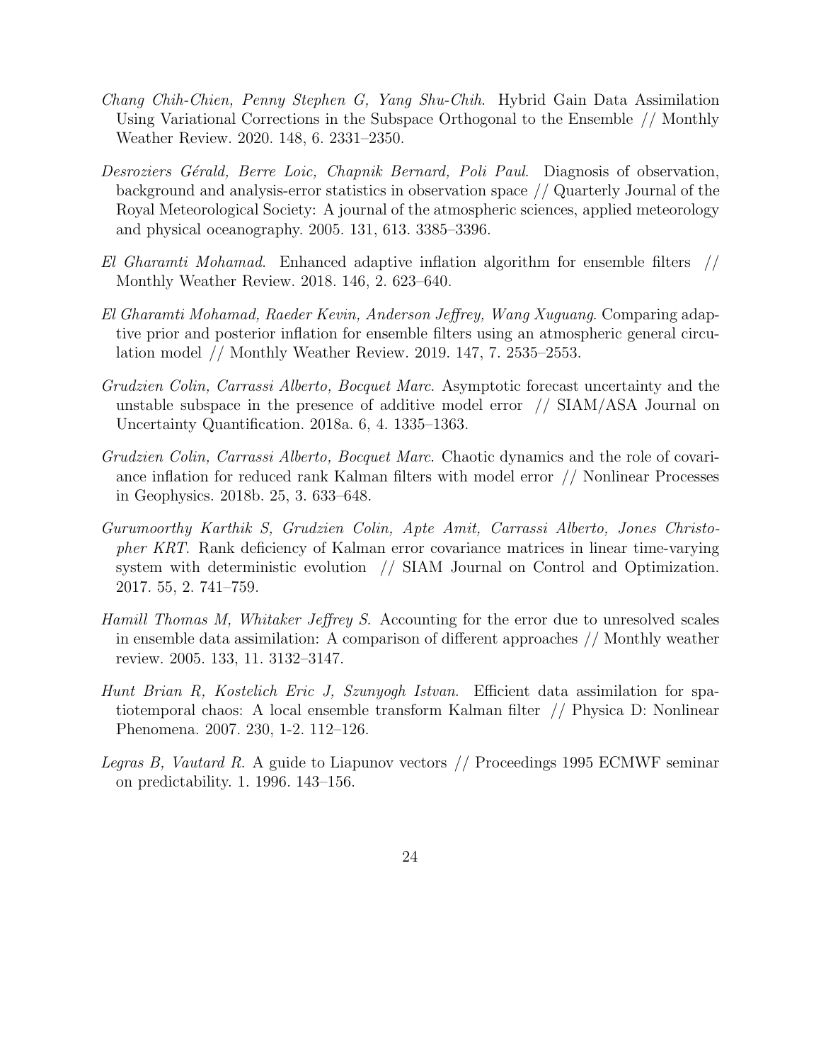*Chang Chih-Chien, Penny Stephen G, Yang Shu-Chih*. Hybrid Gain Data Assimilation Using Variational Corrections in the Subspace Orthogonal to the Ensemble // Monthly Weather Review. 2020. 148, 6. 2331–2350.

*Desroziers Gérald, Berre Loic, Chapnik Bernard, Poli Paul*. Diagnosis of observation, background and analysis-error statistics in observation space // Quarterly Journal of the Royal Meteorological Society: A journal of the atmospheric sciences, applied meteorology and physical oceanography. 2005. 131, 613. 3385–3396.

*El Gharamti Mohamad*. Enhanced adaptive inflation algorithm for ensemble filters // Monthly Weather Review. 2018. 146, 2. 623–640.

*El Gharamti Mohamad, Raeder Kevin, Anderson Jeffrey, Wang Xuguang*. Comparing adaptive prior and posterior inflation for ensemble filters using an atmospheric general circulation model // Monthly Weather Review. 2019. 147, 7. 2535–2553.

*Grudzien Colin, Carrassi Alberto, Bocquet Marc*. Asymptotic forecast uncertainty and the unstable subspace in the presence of additive model error // SIAM/ASA Journal on Uncertainty Quantification. 2018a. 6, 4. 1335–1363.

*Grudzien Colin, Carrassi Alberto, Bocquet Marc*. Chaotic dynamics and the role of covariance inflation for reduced rank Kalman filters with model error // Nonlinear Processes in Geophysics. 2018b. 25, 3. 633–648.

*Gurumoorthy Karthik S, Grudzien Colin, Apte Amit, Carrassi Alberto, Jones Christopher KRT*. Rank deficiency of Kalman error covariance matrices in linear time-varying system with deterministic evolution // SIAM Journal on Control and Optimization. 2017. 55, 2. 741–759.

*Hamill Thomas M, Whitaker Jeffrey S*. Accounting for the error due to unresolved scales in ensemble data assimilation: A comparison of different approaches // Monthly weather review. 2005. 133, 11. 3132–3147.

*Hunt Brian R, Kostelich Eric J, Szunyogh Istvan*. Efficient data assimilation for spatiotemporal chaos: A local ensemble transform Kalman filter // Physica D: Nonlinear Phenomena. 2007. 230, 1-2. 112–126.

*Legras B, Vautard R*. A guide to Liapunov vectors // Proceedings 1995 ECMWF seminar on predictability. 1. 1996. 143–156.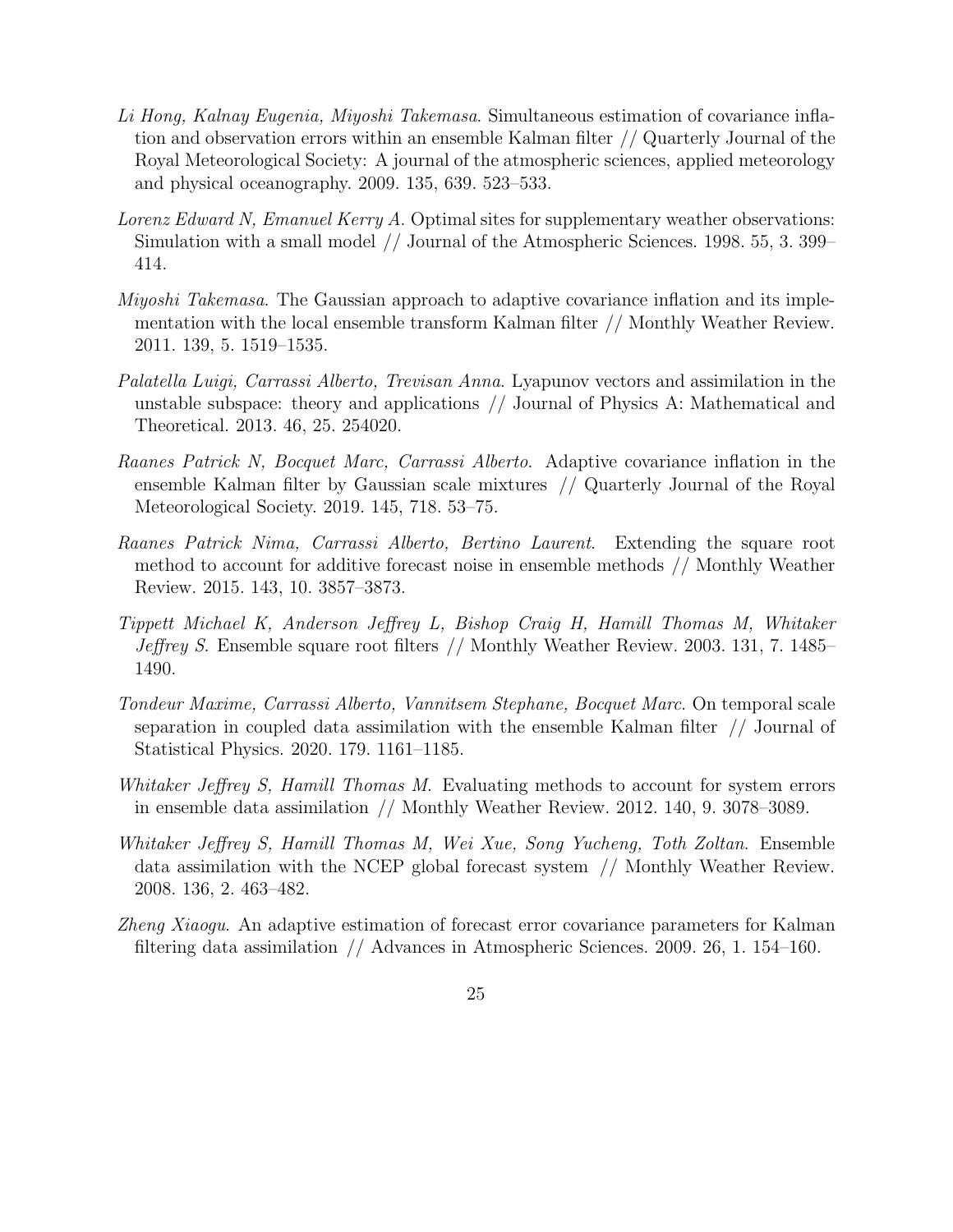*Li Hong, Kalnay Eugenia, Miyoshi Takemasa*. Simultaneous estimation of covariance inflation and observation errors within an ensemble Kalman filter // Quarterly Journal of the Royal Meteorological Society: A journal of the atmospheric sciences, applied meteorology and physical oceanography. 2009. 135, 639. 523–533.

*Lorenz Edward N, Emanuel Kerry A*. Optimal sites for supplementary weather observations: Simulation with a small model // Journal of the Atmospheric Sciences. 1998. 55, 3. 399–414.

*Miyoshi Takemasa*. The Gaussian approach to adaptive covariance inflation and its implementation with the local ensemble transform Kalman filter // Monthly Weather Review. 2011. 139, 5. 1519–1535.

*Palatella Luigi, Carrassi Alberto, Trevisan Anna*. Lyapunov vectors and assimilation in the unstable subspace: theory and applications // Journal of Physics A: Mathematical and Theoretical. 2013. 46, 25. 254020.

*Raanes Patrick N, Bocquet Marc, Carrassi Alberto*. Adaptive covariance inflation in the ensemble Kalman filter by Gaussian scale mixtures // Quarterly Journal of the Royal Meteorological Society. 2019. 145, 718. 53–75.

*Raanes Patrick Nima, Carrassi Alberto, Bertino Laurent*. Extending the square root method to account for additive forecast noise in ensemble methods // Monthly Weather Review. 2015. 143, 10. 3857–3873.

*Tippett Michael K, Anderson Jeffrey L, Bishop Craig H, Hamill Thomas M, Whitaker Jeffrey S*. Ensemble square root filters // Monthly Weather Review. 2003. 131, 7. 1485–1490.

*Tondeur Maxime, Carrassi Alberto, Vannitsem Stephane, Bocquet Marc*. On temporal scale separation in coupled data assimilation with the ensemble Kalman filter // Journal of Statistical Physics. 2020. 179. 1161–1185.

*Whitaker Jeffrey S, Hamill Thomas M*. Evaluating methods to account for system errors in ensemble data assimilation // Monthly Weather Review. 2012. 140, 9. 3078–3089.

*Whitaker Jeffrey S, Hamill Thomas M, Wei Xue, Song Yucheng, Toth Zoltan*. Ensemble data assimilation with the NCEP global forecast system // Monthly Weather Review. 2008. 136, 2. 463–482.

*Zheng Xiaogu*. An adaptive estimation of forecast error covariance parameters for Kalman filtering data assimilation // Advances in Atmospheric Sciences. 2009. 26, 1. 154–160.